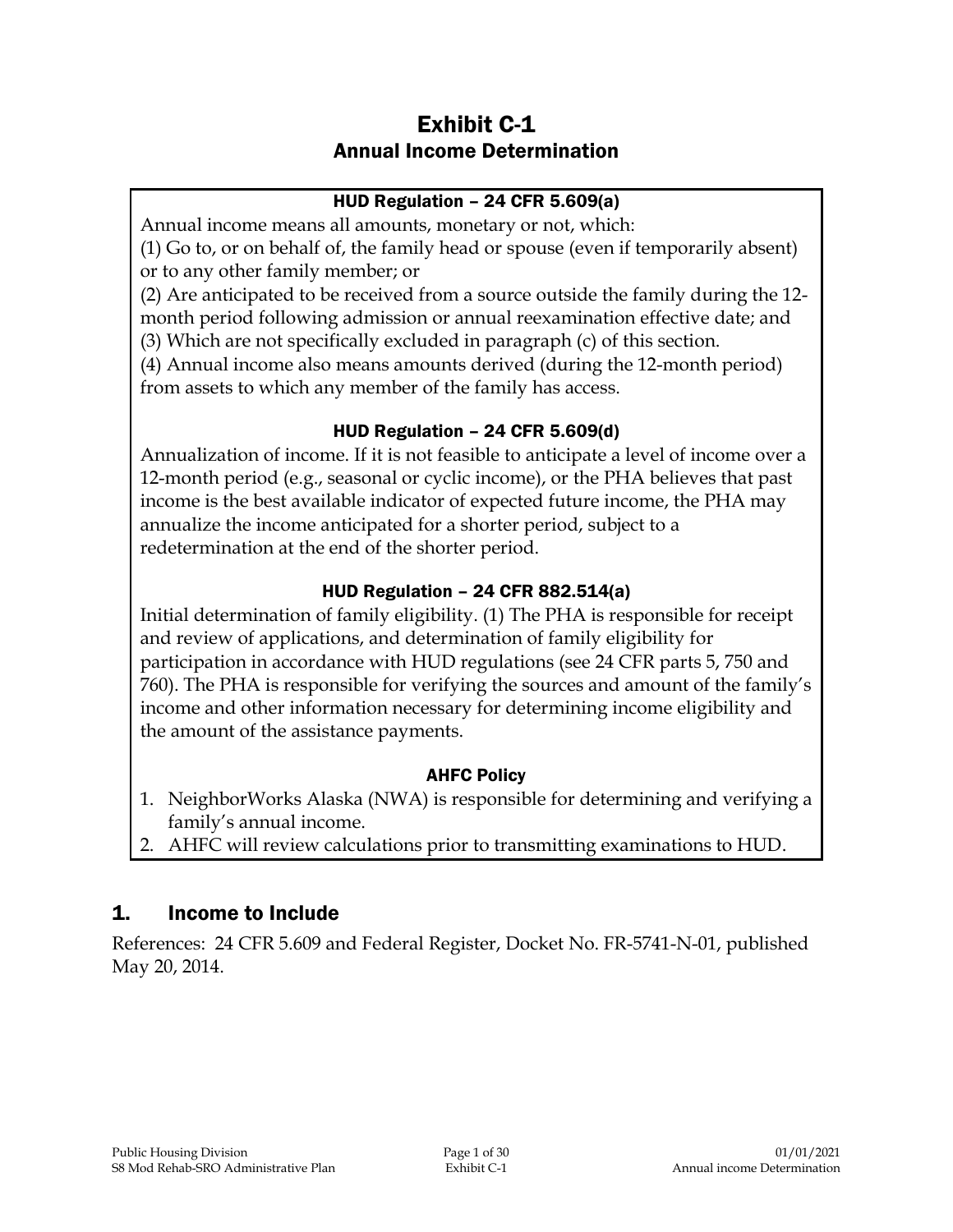# Exhibit C-1
## Annual Income Determination

**HUD Regulation – 24 CFR 5.609(a)**

Annual income means all amounts, monetary or not, which:

(1) Go to, or on behalf of, the family head or spouse (even if temporarily absent) or to any other family member; or

(2) Are anticipated to be received from a source outside the family during the 12-month period following admission or annual reexamination effective date; and

(3) Which are not specifically excluded in paragraph (c) of this section.

(4) Annual income also means amounts derived (during the 12-month period) from assets to which any member of the family has access.

**HUD Regulation – 24 CFR 5.609(d)**

Annualization of income. If it is not feasible to anticipate a level of income over a 12-month period (e.g., seasonal or cyclic income), or the PHA believes that past income is the best available indicator of expected future income, the PHA may annualize the income anticipated for a shorter period, subject to a redetermination at the end of the shorter period.

**HUD Regulation – 24 CFR 882.514(a)**

Initial determination of family eligibility. (1) The PHA is responsible for receipt and review of applications, and determination of family eligibility for participation in accordance with HUD regulations (see 24 CFR parts 5, 750 and 760). The PHA is responsible for verifying the sources and amount of the family's income and other information necessary for determining income eligibility and the amount of the assistance payments.

**AHFC Policy**

1. NeighborWorks Alaska (NWA) is responsible for determining and verifying a family's annual income.
2. AHFC will review calculations prior to transmitting examinations to HUD.

## 1. Income to Include

References: 24 CFR 5.609 and Federal Register, Docket No. FR-5741-N-01, published May 20, 2014.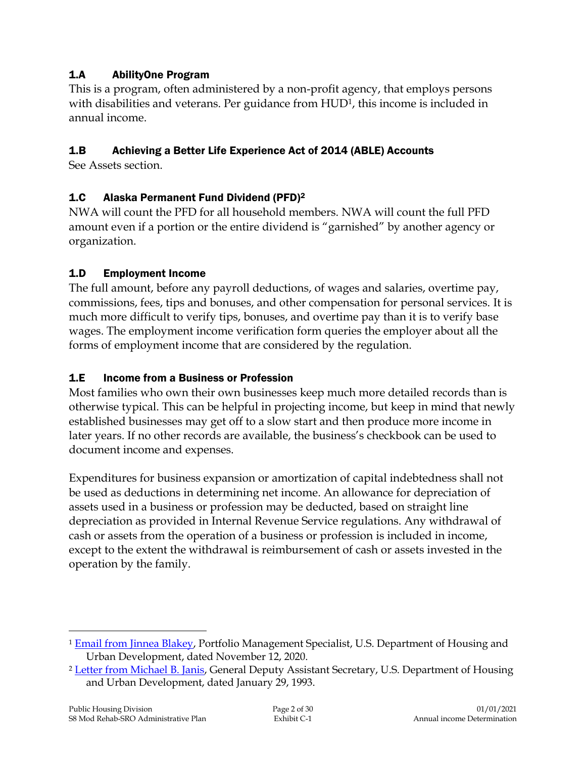### 1.A AbilityOne Program

This is a program, often administered by a non-profit agency, that employs persons with disabilities and veterans. Per guidance from HUD[1], this income is included in annual income.

### 1.B Achieving a Better Life Experience Act of 2014 (ABLE) Accounts

See Assets section.

### 1.C Alaska Permanent Fund Dividend (PFD)[2]

NWA will count the PFD for all household members. NWA will count the full PFD amount even if a portion or the entire dividend is "garnished" by another agency or organization.

### 1.D Employment Income

The full amount, before any payroll deductions, of wages and salaries, overtime pay, commissions, fees, tips and bonuses, and other compensation for personal services. It is much more difficult to verify tips, bonuses, and overtime pay than it is to verify base wages. The employment income verification form queries the employer about all the forms of employment income that are considered by the regulation.

### 1.E Income from a Business or Profession

Most families who own their own businesses keep much more detailed records than is otherwise typical. This can be helpful in projecting income, but keep in mind that newly established businesses may get off to a slow start and then produce more income in later years. If no other records are available, the business's checkbook can be used to document income and expenses.

Expenditures for business expansion or amortization of capital indebtedness shall not be used as deductions in determining net income. An allowance for depreciation of assets used in a business or profession may be deducted, based on straight line depreciation as provided in Internal Revenue Service regulations. Any withdrawal of cash or assets from the operation of a business or profession is included in income, except to the extent the withdrawal is reimbursement of cash or assets invested in the operation by the family.

---

[1] Email from Jinnea Blakey, Portfolio Management Specialist, U.S. Department of Housing and Urban Development, dated November 12, 2020.

[2] Letter from Michael B. Janis, General Deputy Assistant Secretary, U.S. Department of Housing and Urban Development, dated January 29, 1993.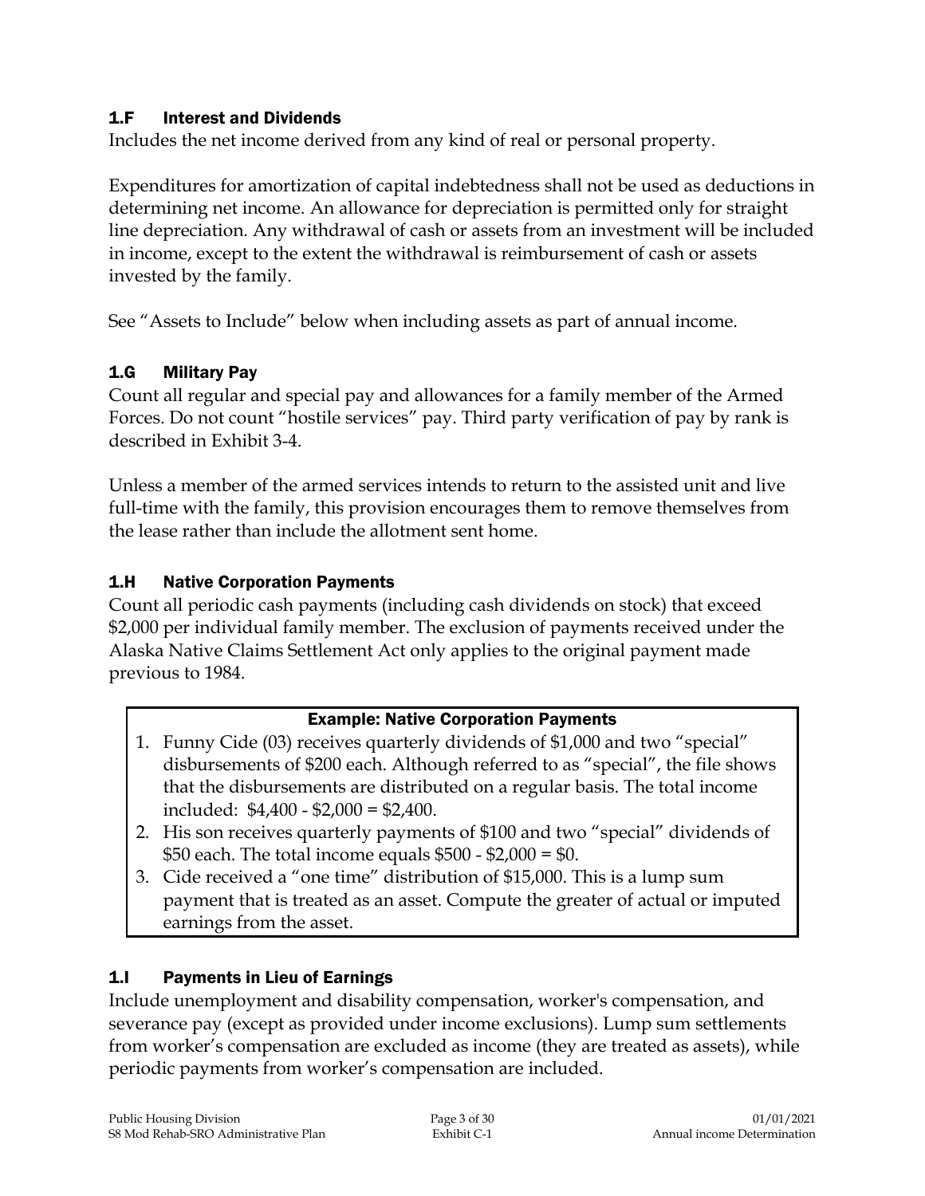### 1.F Interest and Dividends

Includes the net income derived from any kind of real or personal property.

Expenditures for amortization of capital indebtedness shall not be used as deductions in determining net income. An allowance for depreciation is permitted only for straight line depreciation. Any withdrawal of cash or assets from an investment will be included in income, except to the extent the withdrawal is reimbursement of cash or assets invested by the family.

See "Assets to Include" below when including assets as part of annual income.

### 1.G Military Pay

Count all regular and special pay and allowances for a family member of the Armed Forces. Do not count "hostile services" pay. Third party verification of pay by rank is described in Exhibit 3-4.

Unless a member of the armed services intends to return to the assisted unit and live full-time with the family, this provision encourages them to remove themselves from the lease rather than include the allotment sent home.

### 1.H Native Corporation Payments

Count all periodic cash payments (including cash dividends on stock) that exceed $2,000 per individual family member. The exclusion of payments received under the Alaska Native Claims Settlement Act only applies to the original payment made previous to 1984.

**Example: Native Corporation Payments**

1. Funny Cide (03) receives quarterly dividends of $1,000 and two "special" disbursements of $200 each. Although referred to as "special", the file shows that the disbursements are distributed on a regular basis. The total income included: $4,400 - $2,000 = $2,400.
2. His son receives quarterly payments of $100 and two "special" dividends of $50 each. The total income equals $500 - $2,000 = $0.
3. Cide received a "one time" distribution of $15,000. This is a lump sum payment that is treated as an asset. Compute the greater of actual or imputed earnings from the asset.

### 1.I Payments in Lieu of Earnings

Include unemployment and disability compensation, worker's compensation, and severance pay (except as provided under income exclusions). Lump sum settlements from worker's compensation are excluded as income (they are treated as assets), while periodic payments from worker's compensation are included.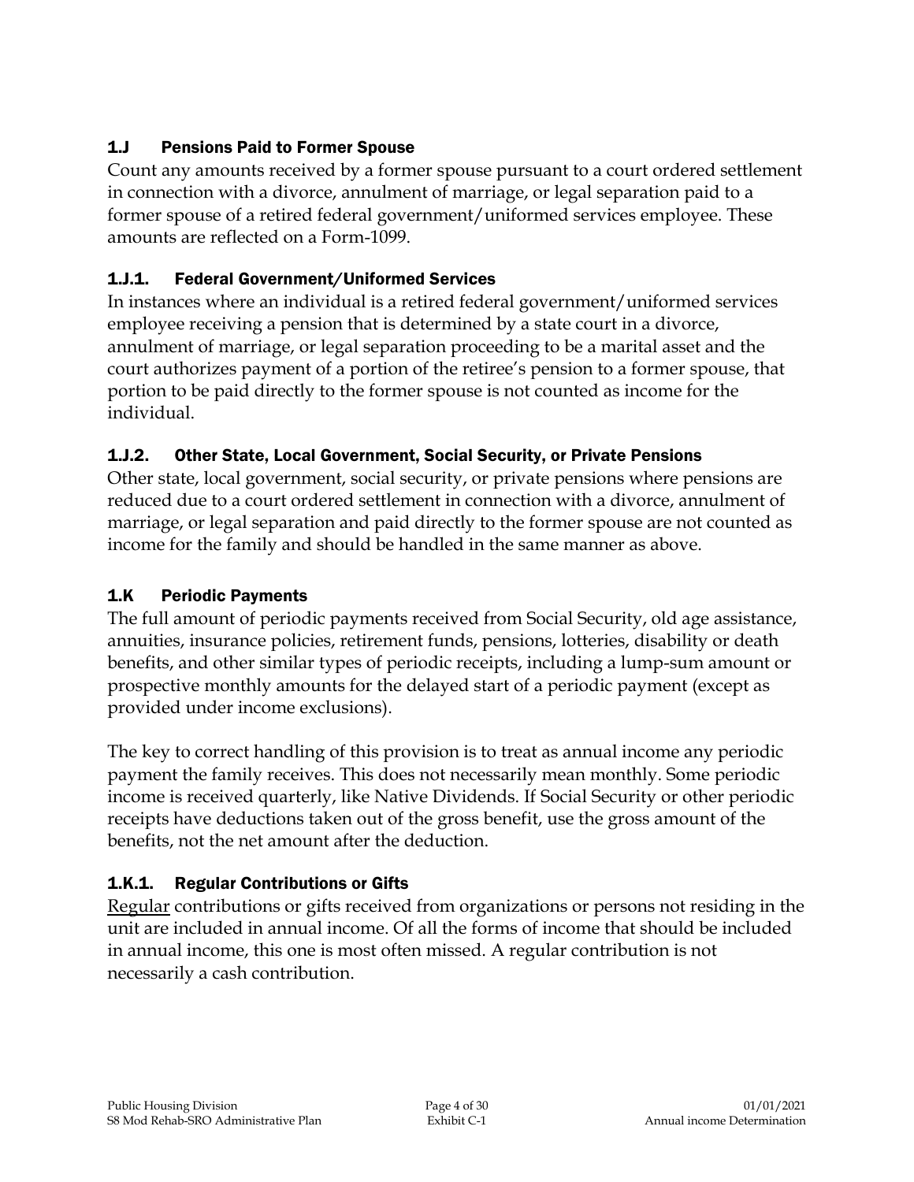### 1.J Pensions Paid to Former Spouse

Count any amounts received by a former spouse pursuant to a court ordered settlement in connection with a divorce, annulment of marriage, or legal separation paid to a former spouse of a retired federal government/uniformed services employee. These amounts are reflected on a Form-1099.

#### 1.J.1. Federal Government/Uniformed Services

In instances where an individual is a retired federal government/uniformed services employee receiving a pension that is determined by a state court in a divorce, annulment of marriage, or legal separation proceeding to be a marital asset and the court authorizes payment of a portion of the retiree's pension to a former spouse, that portion to be paid directly to the former spouse is not counted as income for the individual.

#### 1.J.2. Other State, Local Government, Social Security, or Private Pensions

Other state, local government, social security, or private pensions where pensions are reduced due to a court ordered settlement in connection with a divorce, annulment of marriage, or legal separation and paid directly to the former spouse are not counted as income for the family and should be handled in the same manner as above.

### 1.K Periodic Payments

The full amount of periodic payments received from Social Security, old age assistance, annuities, insurance policies, retirement funds, pensions, lotteries, disability or death benefits, and other similar types of periodic receipts, including a lump-sum amount or prospective monthly amounts for the delayed start of a periodic payment (except as provided under income exclusions).

The key to correct handling of this provision is to treat as annual income any periodic payment the family receives. This does not necessarily mean monthly. Some periodic income is received quarterly, like Native Dividends. If Social Security or other periodic receipts have deductions taken out of the gross benefit, use the gross amount of the benefits, not the net amount after the deduction.

#### 1.K.1. Regular Contributions or Gifts

Regular contributions or gifts received from organizations or persons not residing in the unit are included in annual income. Of all the forms of income that should be included in annual income, this one is most often missed. A regular contribution is not necessarily a cash contribution.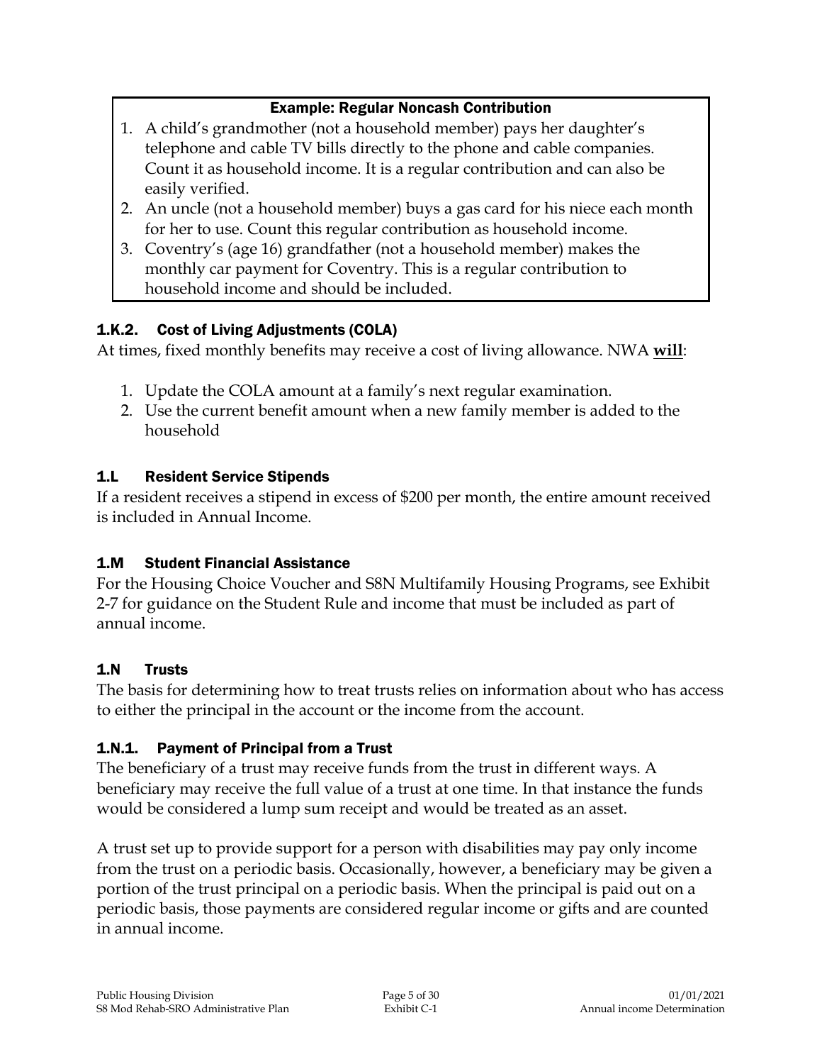**Example: Regular Noncash Contribution**

1. A child's grandmother (not a household member) pays her daughter's telephone and cable TV bills directly to the phone and cable companies. Count it as household income. It is a regular contribution and can also be easily verified.
2. An uncle (not a household member) buys a gas card for his niece each month for her to use. Count this regular contribution as household income.
3. Coventry's (age 16) grandfather (not a household member) makes the monthly car payment for Coventry. This is a regular contribution to household income and should be included.

### 1.K.2. Cost of Living Adjustments (COLA)

At times, fixed monthly benefits may receive a cost of living allowance. NWA **will**:

1. Update the COLA amount at a family's next regular examination.
2. Use the current benefit amount when a new family member is added to the household

## 1.L Resident Service Stipends

If a resident receives a stipend in excess of $200 per month, the entire amount received is included in Annual Income.

## 1.M Student Financial Assistance

For the Housing Choice Voucher and S8N Multifamily Housing Programs, see Exhibit 2-7 for guidance on the Student Rule and income that must be included as part of annual income.

## 1.N Trusts

The basis for determining how to treat trusts relies on information about who has access to either the principal in the account or the income from the account.

### 1.N.1. Payment of Principal from a Trust

The beneficiary of a trust may receive funds from the trust in different ways. A beneficiary may receive the full value of a trust at one time. In that instance the funds would be considered a lump sum receipt and would be treated as an asset.

A trust set up to provide support for a person with disabilities may pay only income from the trust on a periodic basis. Occasionally, however, a beneficiary may be given a portion of the trust principal on a periodic basis. When the principal is paid out on a periodic basis, those payments are considered regular income or gifts and are counted in annual income.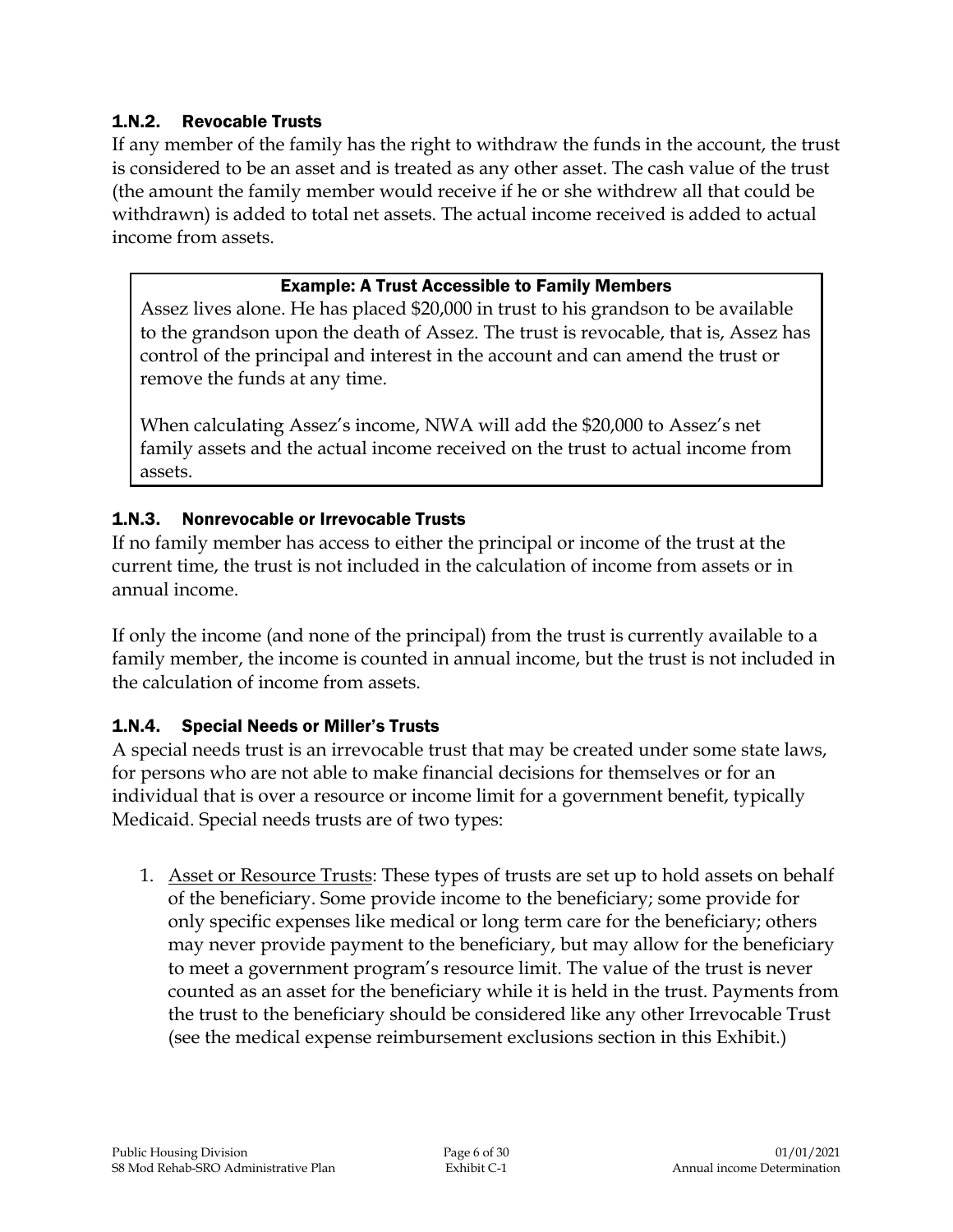### 1.N.2. Revocable Trusts

If any member of the family has the right to withdraw the funds in the account, the trust is considered to be an asset and is treated as any other asset. The cash value of the trust (the amount the family member would receive if he or she withdrew all that could be withdrawn) is added to total net assets. The actual income received is added to actual income from assets.

> **Example: A Trust Accessible to Family Members**
>
> Assez lives alone. He has placed $20,000 in trust to his grandson to be available to the grandson upon the death of Assez. The trust is revocable, that is, Assez has control of the principal and interest in the account and can amend the trust or remove the funds at any time.
>
> When calculating Assez's income, NWA will add the $20,000 to Assez's net family assets and the actual income received on the trust to actual income from assets.

### 1.N.3. Nonrevocable or Irrevocable Trusts

If no family member has access to either the principal or income of the trust at the current time, the trust is not included in the calculation of income from assets or in annual income.

If only the income (and none of the principal) from the trust is currently available to a family member, the income is counted in annual income, but the trust is not included in the calculation of income from assets.

### 1.N.4. Special Needs or Miller's Trusts

A special needs trust is an irrevocable trust that may be created under some state laws, for persons who are not able to make financial decisions for themselves or for an individual that is over a resource or income limit for a government benefit, typically Medicaid. Special needs trusts are of two types:

1. Asset or Resource Trusts: These types of trusts are set up to hold assets on behalf of the beneficiary. Some provide income to the beneficiary; some provide for only specific expenses like medical or long term care for the beneficiary; others may never provide payment to the beneficiary, but may allow for the beneficiary to meet a government program's resource limit. The value of the trust is never counted as an asset for the beneficiary while it is held in the trust. Payments from the trust to the beneficiary should be considered like any other Irrevocable Trust (see the medical expense reimbursement exclusions section in this Exhibit.)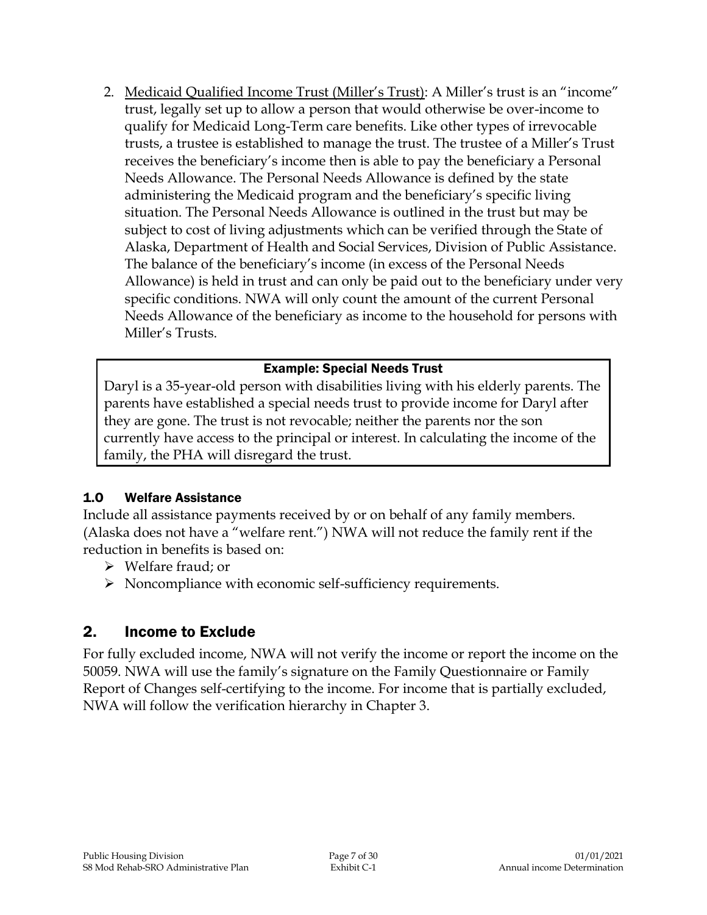2. <u>Medicaid Qualified Income Trust (Miller's Trust)</u>: A Miller's trust is an "income" trust, legally set up to allow a person that would otherwise be over-income to qualify for Medicaid Long-Term care benefits. Like other types of irrevocable trusts, a trustee is established to manage the trust. The trustee of a Miller's Trust receives the beneficiary's income then is able to pay the beneficiary a Personal Needs Allowance. The Personal Needs Allowance is defined by the state administering the Medicaid program and the beneficiary's specific living situation. The Personal Needs Allowance is outlined in the trust but may be subject to cost of living adjustments which can be verified through the State of Alaska, Department of Health and Social Services, Division of Public Assistance. The balance of the beneficiary's income (in excess of the Personal Needs Allowance) is held in trust and can only be paid out to the beneficiary under very specific conditions. NWA will only count the amount of the current Personal Needs Allowance of the beneficiary as income to the household for persons with Miller's Trusts.

| **Example: Special Needs Trust** |
| --- |
| Daryl is a 35-year-old person with disabilities living with his elderly parents. The parents have established a special needs trust to provide income for Daryl after they are gone. The trust is not revocable; neither the parents nor the son currently have access to the principal or interest. In calculating the income of the family, the PHA will disregard the trust. |

### 1.0 Welfare Assistance

Include all assistance payments received by or on behalf of any family members. (Alaska does not have a "welfare rent.") NWA will not reduce the family rent if the reduction in benefits is based on:

- Welfare fraud; or
- Noncompliance with economic self-sufficiency requirements.

## 2. Income to Exclude

For fully excluded income, NWA will not verify the income or report the income on the 50059. NWA will use the family's signature on the Family Questionnaire or Family Report of Changes self-certifying to the income. For income that is partially excluded, NWA will follow the verification hierarchy in Chapter 3.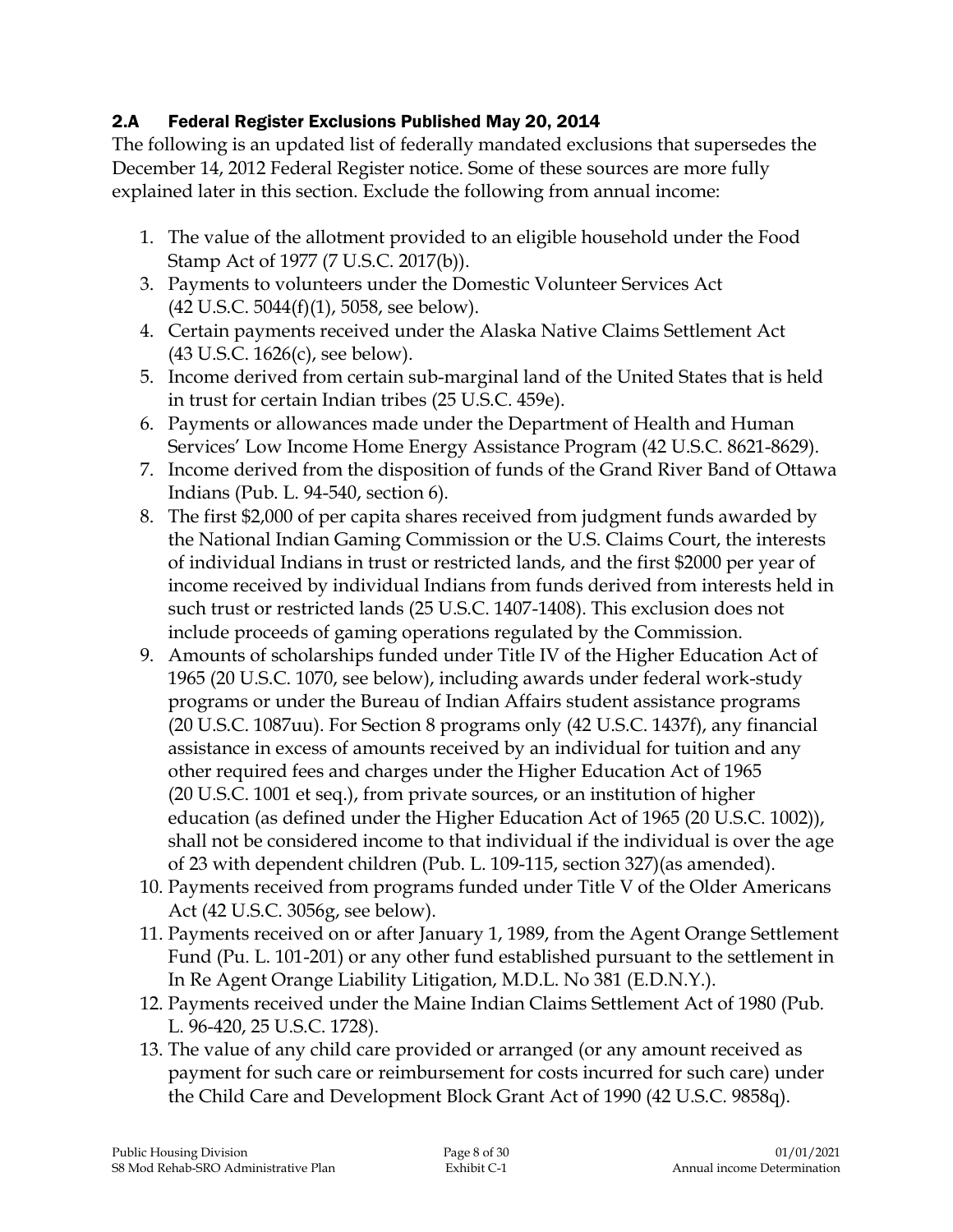### 2.A Federal Register Exclusions Published May 20, 2014

The following is an updated list of federally mandated exclusions that supersedes the December 14, 2012 Federal Register notice. Some of these sources are more fully explained later in this section. Exclude the following from annual income:

1. The value of the allotment provided to an eligible household under the Food Stamp Act of 1977 (7 U.S.C. 2017(b)).
3. Payments to volunteers under the Domestic Volunteer Services Act (42 U.S.C. 5044(f)(1), 5058, see below).
4. Certain payments received under the Alaska Native Claims Settlement Act (43 U.S.C. 1626(c), see below).
5. Income derived from certain sub-marginal land of the United States that is held in trust for certain Indian tribes (25 U.S.C. 459e).
6. Payments or allowances made under the Department of Health and Human Services' Low Income Home Energy Assistance Program (42 U.S.C. 8621-8629).
7. Income derived from the disposition of funds of the Grand River Band of Ottawa Indians (Pub. L. 94-540, section 6).
8. The first $2,000 of per capita shares received from judgment funds awarded by the National Indian Gaming Commission or the U.S. Claims Court, the interests of individual Indians in trust or restricted lands, and the first $2000 per year of income received by individual Indians from funds derived from interests held in such trust or restricted lands (25 U.S.C. 1407-1408). This exclusion does not include proceeds of gaming operations regulated by the Commission.
9. Amounts of scholarships funded under Title IV of the Higher Education Act of 1965 (20 U.S.C. 1070, see below), including awards under federal work-study programs or under the Bureau of Indian Affairs student assistance programs (20 U.S.C. 1087uu). For Section 8 programs only (42 U.S.C. 1437f), any financial assistance in excess of amounts received by an individual for tuition and any other required fees and charges under the Higher Education Act of 1965 (20 U.S.C. 1001 et seq.), from private sources, or an institution of higher education (as defined under the Higher Education Act of 1965 (20 U.S.C. 1002)), shall not be considered income to that individual if the individual is over the age of 23 with dependent children (Pub. L. 109-115, section 327)(as amended).
10. Payments received from programs funded under Title V of the Older Americans Act (42 U.S.C. 3056g, see below).
11. Payments received on or after January 1, 1989, from the Agent Orange Settlement Fund (Pu. L. 101-201) or any other fund established pursuant to the settlement in In Re Agent Orange Liability Litigation, M.D.L. No 381 (E.D.N.Y.).
12. Payments received under the Maine Indian Claims Settlement Act of 1980 (Pub. L. 96-420, 25 U.S.C. 1728).
13. The value of any child care provided or arranged (or any amount received as payment for such care or reimbursement for costs incurred for such care) under the Child Care and Development Block Grant Act of 1990 (42 U.S.C. 9858q).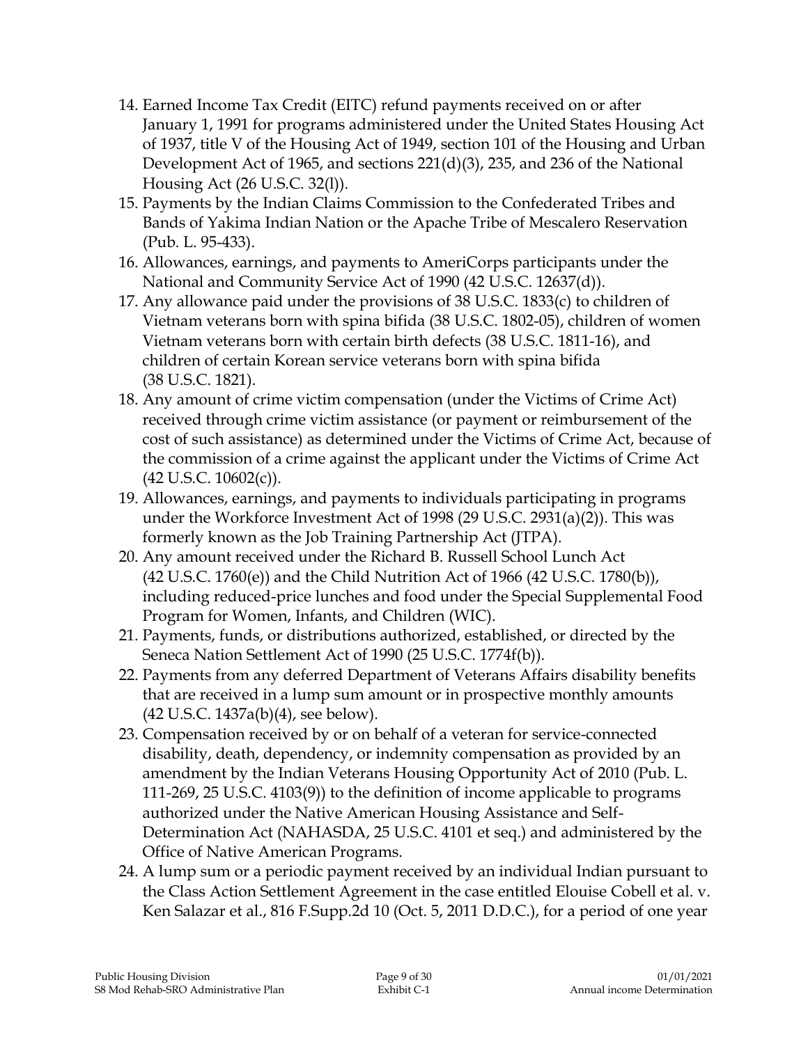14. Earned Income Tax Credit (EITC) refund payments received on or after January 1, 1991 for programs administered under the United States Housing Act of 1937, title V of the Housing Act of 1949, section 101 of the Housing and Urban Development Act of 1965, and sections 221(d)(3), 235, and 236 of the National Housing Act (26 U.S.C. 32(l)).
15. Payments by the Indian Claims Commission to the Confederated Tribes and Bands of Yakima Indian Nation or the Apache Tribe of Mescalero Reservation (Pub. L. 95-433).
16. Allowances, earnings, and payments to AmeriCorps participants under the National and Community Service Act of 1990 (42 U.S.C. 12637(d)).
17. Any allowance paid under the provisions of 38 U.S.C. 1833(c) to children of Vietnam veterans born with spina bifida (38 U.S.C. 1802-05), children of women Vietnam veterans born with certain birth defects (38 U.S.C. 1811-16), and children of certain Korean service veterans born with spina bifida (38 U.S.C. 1821).
18. Any amount of crime victim compensation (under the Victims of Crime Act) received through crime victim assistance (or payment or reimbursement of the cost of such assistance) as determined under the Victims of Crime Act, because of the commission of a crime against the applicant under the Victims of Crime Act (42 U.S.C. 10602(c)).
19. Allowances, earnings, and payments to individuals participating in programs under the Workforce Investment Act of 1998 (29 U.S.C. 2931(a)(2)). This was formerly known as the Job Training Partnership Act (JTPA).
20. Any amount received under the Richard B. Russell School Lunch Act (42 U.S.C. 1760(e)) and the Child Nutrition Act of 1966 (42 U.S.C. 1780(b)), including reduced-price lunches and food under the Special Supplemental Food Program for Women, Infants, and Children (WIC).
21. Payments, funds, or distributions authorized, established, or directed by the Seneca Nation Settlement Act of 1990 (25 U.S.C. 1774f(b)).
22. Payments from any deferred Department of Veterans Affairs disability benefits that are received in a lump sum amount or in prospective monthly amounts (42 U.S.C. 1437a(b)(4), see below).
23. Compensation received by or on behalf of a veteran for service-connected disability, death, dependency, or indemnity compensation as provided by an amendment by the Indian Veterans Housing Opportunity Act of 2010 (Pub. L. 111-269, 25 U.S.C. 4103(9)) to the definition of income applicable to programs authorized under the Native American Housing Assistance and Self-Determination Act (NAHASDA, 25 U.S.C. 4101 et seq.) and administered by the Office of Native American Programs.
24. A lump sum or a periodic payment received by an individual Indian pursuant to the Class Action Settlement Agreement in the case entitled Elouise Cobell et al. v. Ken Salazar et al., 816 F.Supp.2d 10 (Oct. 5, 2011 D.D.C.), for a period of one year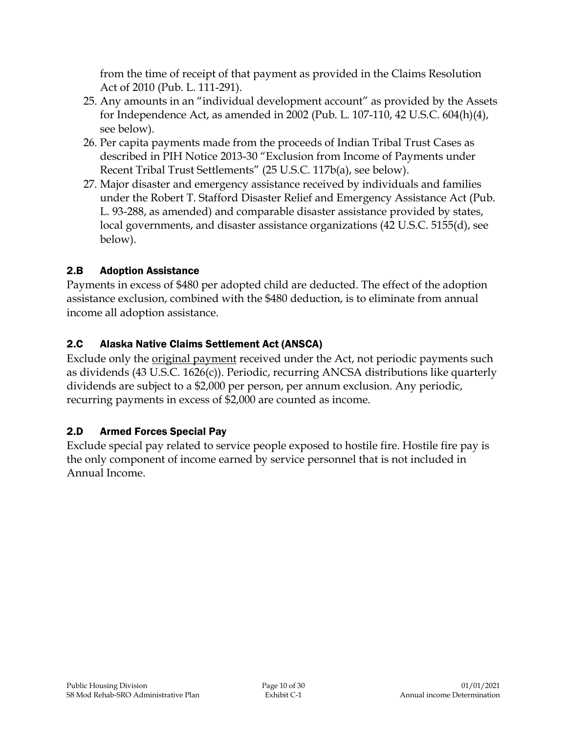from the time of receipt of that payment as provided in the Claims Resolution Act of 2010 (Pub. L. 111-291).

25. Any amounts in an "individual development account" as provided by the Assets for Independence Act, as amended in 2002 (Pub. L. 107-110, 42 U.S.C. 604(h)(4), see below).
26. Per capita payments made from the proceeds of Indian Tribal Trust Cases as described in PIH Notice 2013-30 "Exclusion from Income of Payments under Recent Tribal Trust Settlements" (25 U.S.C. 117b(a), see below).
27. Major disaster and emergency assistance received by individuals and families under the Robert T. Stafford Disaster Relief and Emergency Assistance Act (Pub. L. 93-288, as amended) and comparable disaster assistance provided by states, local governments, and disaster assistance organizations (42 U.S.C. 5155(d), see below).

## 2.B Adoption Assistance

Payments in excess of $480 per adopted child are deducted. The effect of the adoption assistance exclusion, combined with the $480 deduction, is to eliminate from annual income all adoption assistance.

## 2.C Alaska Native Claims Settlement Act (ANSCA)

Exclude only the <u>original payment</u> received under the Act, not periodic payments such as dividends (43 U.S.C. 1626(c)). Periodic, recurring ANCSA distributions like quarterly dividends are subject to a $2,000 per person, per annum exclusion. Any periodic, recurring payments in excess of $2,000 are counted as income.

## 2.D Armed Forces Special Pay

Exclude special pay related to service people exposed to hostile fire. Hostile fire pay is the only component of income earned by service personnel that is not included in Annual Income.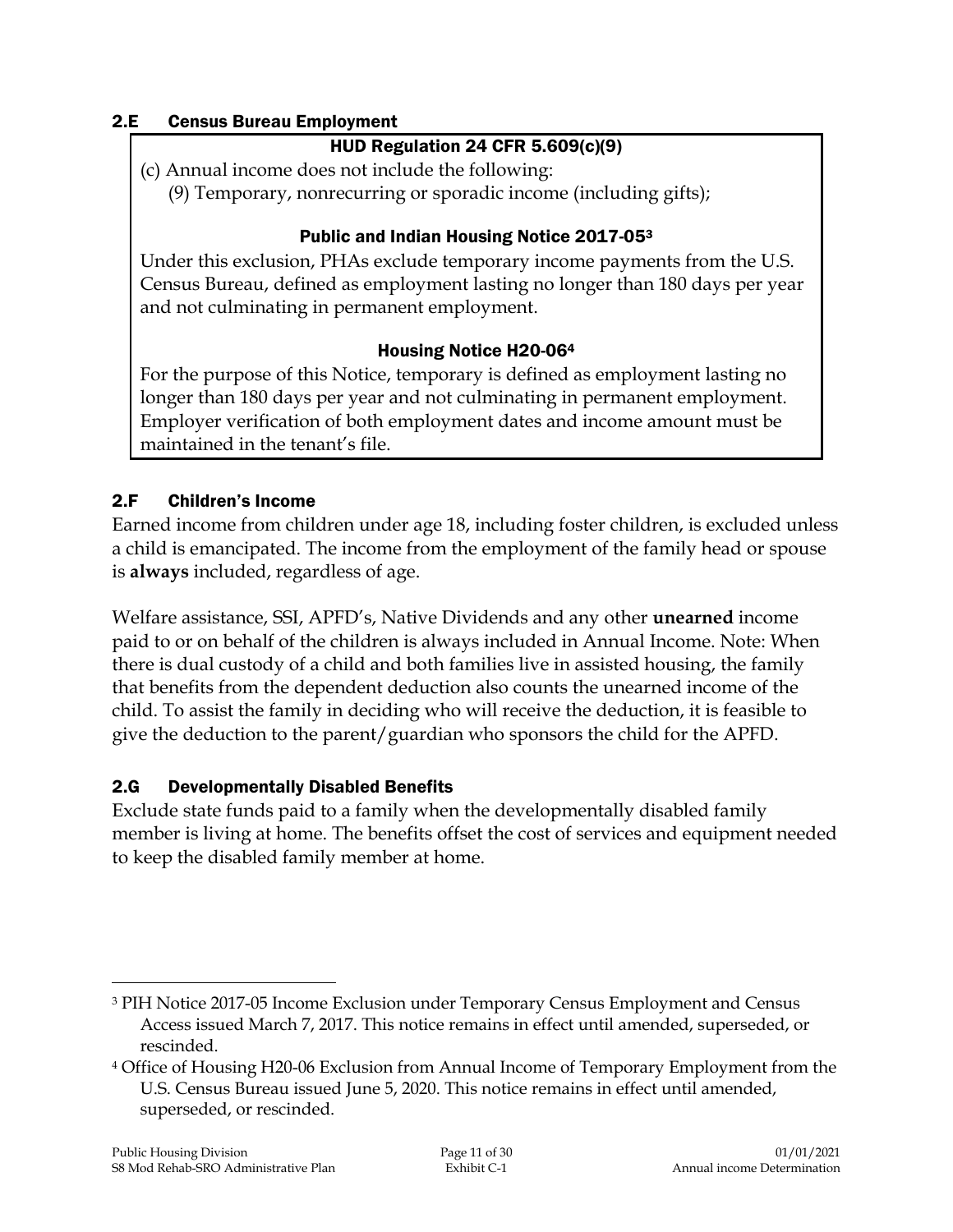### 2.E Census Bureau Employment

**HUD Regulation 24 CFR 5.609(c)(9)**

(c) Annual income does not include the following:

(9) Temporary, nonrecurring or sporadic income (including gifts);

**Public and Indian Housing Notice 2017-05[3]**

Under this exclusion, PHAs exclude temporary income payments from the U.S. Census Bureau, defined as employment lasting no longer than 180 days per year and not culminating in permanent employment.

**Housing Notice H20-06[4]**

For the purpose of this Notice, temporary is defined as employment lasting no longer than 180 days per year and not culminating in permanent employment. Employer verification of both employment dates and income amount must be maintained in the tenant's file.

### 2.F Children's Income

Earned income from children under age 18, including foster children, is excluded unless a child is emancipated. The income from the employment of the family head or spouse is **always** included, regardless of age.

Welfare assistance, SSI, APFD's, Native Dividends and any other **unearned** income paid to or on behalf of the children is always included in Annual Income. Note: When there is dual custody of a child and both families live in assisted housing, the family that benefits from the dependent deduction also counts the unearned income of the child. To assist the family in deciding who will receive the deduction, it is feasible to give the deduction to the parent/guardian who sponsors the child for the APFD.

### 2.G Developmentally Disabled Benefits

Exclude state funds paid to a family when the developmentally disabled family member is living at home. The benefits offset the cost of services and equipment needed to keep the disabled family member at home.

---

[3] PIH Notice 2017-05 Income Exclusion under Temporary Census Employment and Census Access issued March 7, 2017. This notice remains in effect until amended, superseded, or rescinded.

[4] Office of Housing H20-06 Exclusion from Annual Income of Temporary Employment from the U.S. Census Bureau issued June 5, 2020. This notice remains in effect until amended, superseded, or rescinded.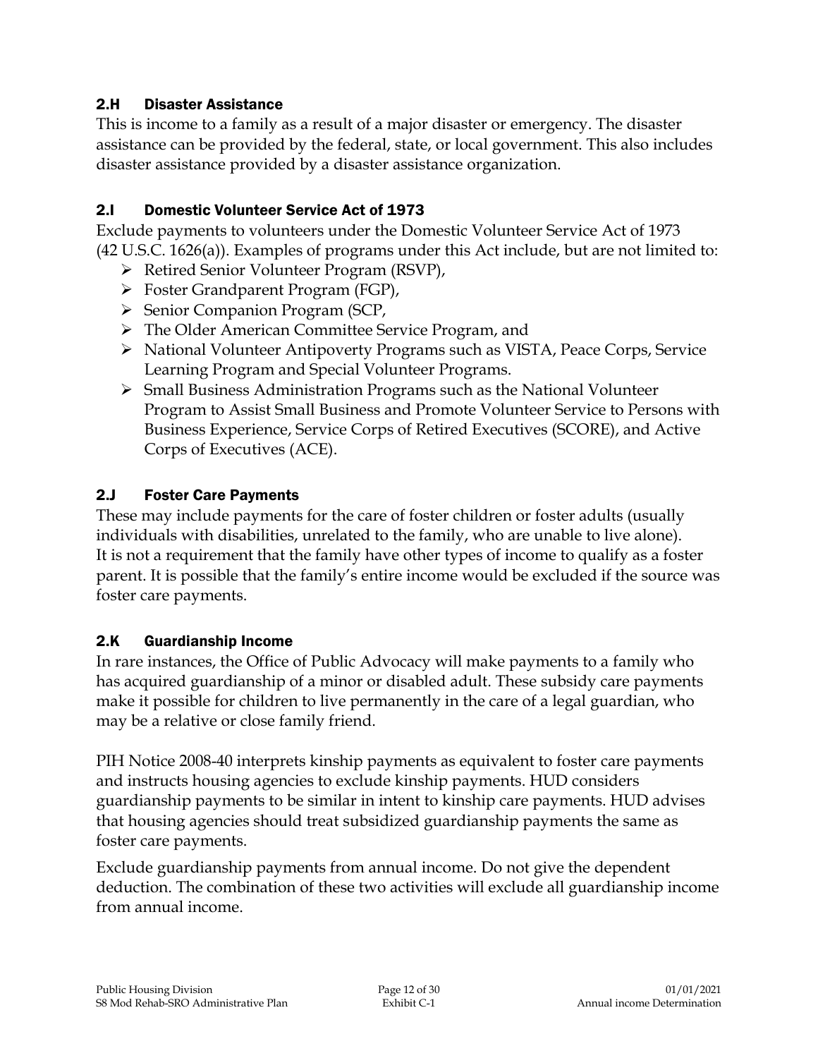### 2.H Disaster Assistance

This is income to a family as a result of a major disaster or emergency. The disaster assistance can be provided by the federal, state, or local government. This also includes disaster assistance provided by a disaster assistance organization.

### 2.I Domestic Volunteer Service Act of 1973

Exclude payments to volunteers under the Domestic Volunteer Service Act of 1973 (42 U.S.C. 1626(a)). Examples of programs under this Act include, but are not limited to:

- Retired Senior Volunteer Program (RSVP),
- Foster Grandparent Program (FGP),
- Senior Companion Program (SCP,
- The Older American Committee Service Program, and
- National Volunteer Antipoverty Programs such as VISTA, Peace Corps, Service Learning Program and Special Volunteer Programs.
- Small Business Administration Programs such as the National Volunteer Program to Assist Small Business and Promote Volunteer Service to Persons with Business Experience, Service Corps of Retired Executives (SCORE), and Active Corps of Executives (ACE).

### 2.J Foster Care Payments

These may include payments for the care of foster children or foster adults (usually individuals with disabilities, unrelated to the family, who are unable to live alone). It is not a requirement that the family have other types of income to qualify as a foster parent. It is possible that the family's entire income would be excluded if the source was foster care payments.

### 2.K Guardianship Income

In rare instances, the Office of Public Advocacy will make payments to a family who has acquired guardianship of a minor or disabled adult. These subsidy care payments make it possible for children to live permanently in the care of a legal guardian, who may be a relative or close family friend.

PIH Notice 2008-40 interprets kinship payments as equivalent to foster care payments and instructs housing agencies to exclude kinship payments. HUD considers guardianship payments to be similar in intent to kinship care payments. HUD advises that housing agencies should treat subsidized guardianship payments the same as foster care payments.

Exclude guardianship payments from annual income. Do not give the dependent deduction. The combination of these two activities will exclude all guardianship income from annual income.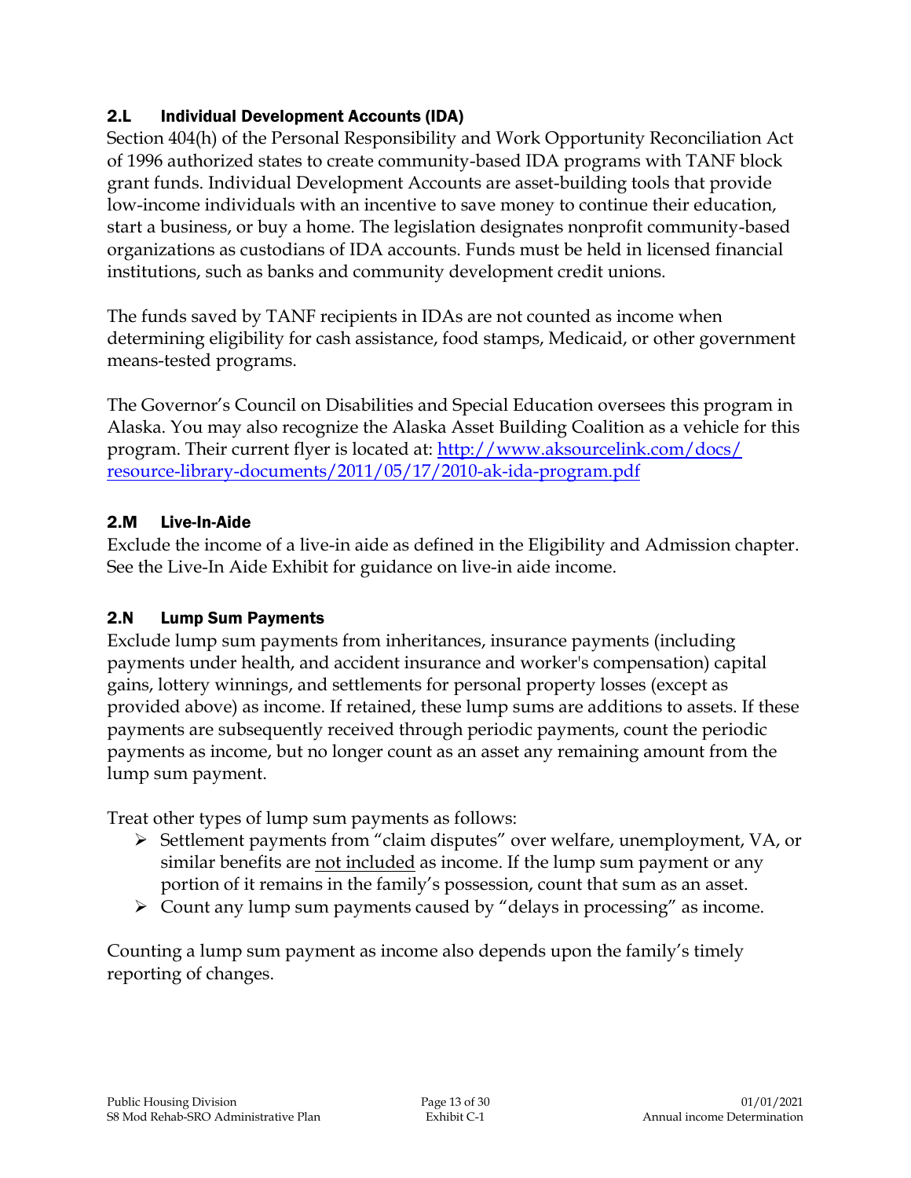### 2.L Individual Development Accounts (IDA)

Section 404(h) of the Personal Responsibility and Work Opportunity Reconciliation Act of 1996 authorized states to create community-based IDA programs with TANF block grant funds. Individual Development Accounts are asset-building tools that provide low-income individuals with an incentive to save money to continue their education, start a business, or buy a home. The legislation designates nonprofit community-based organizations as custodians of IDA accounts. Funds must be held in licensed financial institutions, such as banks and community development credit unions.

The funds saved by TANF recipients in IDAs are not counted as income when determining eligibility for cash assistance, food stamps, Medicaid, or other government means-tested programs.

The Governor's Council on Disabilities and Special Education oversees this program in Alaska. You may also recognize the Alaska Asset Building Coalition as a vehicle for this program. Their current flyer is located at: [http://www.aksourcelink.com/docs/resource-library-documents/2011/05/17/2010-ak-ida-program.pdf](http://www.aksourcelink.com/docs/resource-library-documents/2011/05/17/2010-ak-ida-program.pdf)

### 2.M Live-In-Aide

Exclude the income of a live-in aide as defined in the Eligibility and Admission chapter. See the Live-In Aide Exhibit for guidance on live-in aide income.

### 2.N Lump Sum Payments

Exclude lump sum payments from inheritances, insurance payments (including payments under health, and accident insurance and worker's compensation) capital gains, lottery winnings, and settlements for personal property losses (except as provided above) as income. If retained, these lump sums are additions to assets. If these payments are subsequently received through periodic payments, count the periodic payments as income, but no longer count as an asset any remaining amount from the lump sum payment.

Treat other types of lump sum payments as follows:

- Settlement payments from "claim disputes" over welfare, unemployment, VA, or similar benefits are <u>not included</u> as income. If the lump sum payment or any portion of it remains in the family's possession, count that sum as an asset.
- Count any lump sum payments caused by "delays in processing" as income.

Counting a lump sum payment as income also depends upon the family's timely reporting of changes.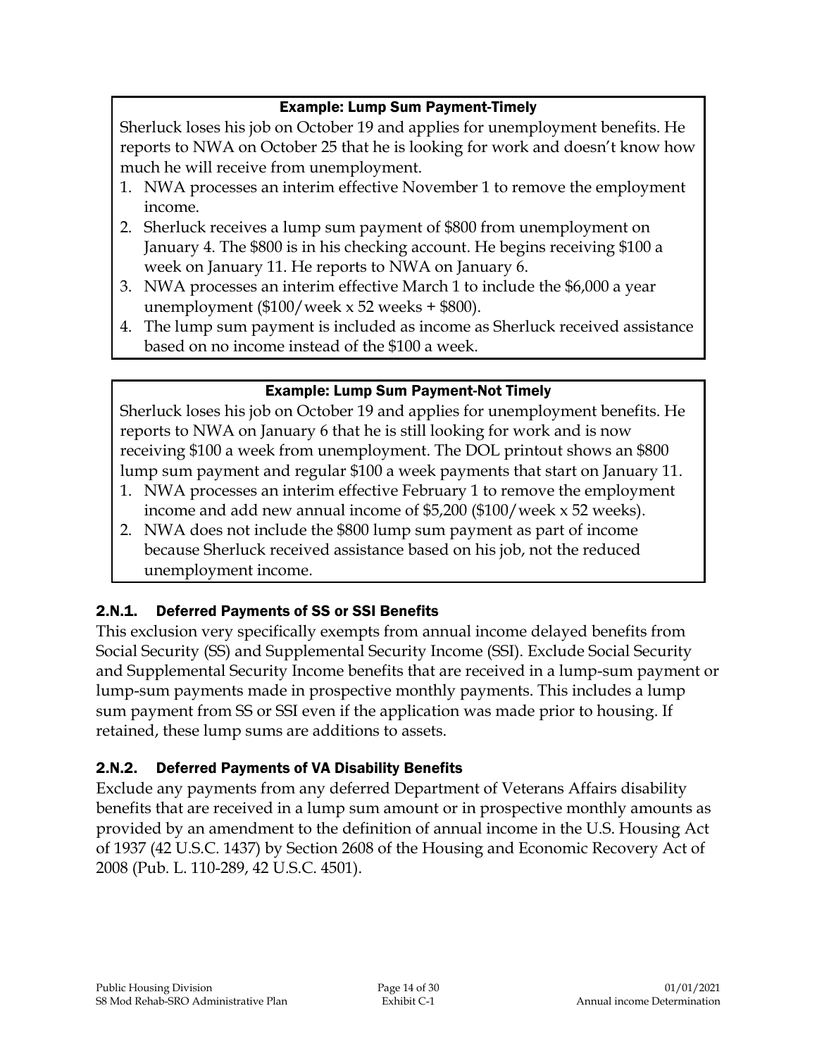**Example: Lump Sum Payment-Timely**

Sherluck loses his job on October 19 and applies for unemployment benefits. He reports to NWA on October 25 that he is looking for work and doesn't know how much he will receive from unemployment.

1. NWA processes an interim effective November 1 to remove the employment income.
2. Sherluck receives a lump sum payment of $800 from unemployment on January 4. The $800 is in his checking account. He begins receiving $100 a week on January 11. He reports to NWA on January 6.
3. NWA processes an interim effective March 1 to include the $6,000 a year unemployment ($100/week x 52 weeks + $800).
4. The lump sum payment is included as income as Sherluck received assistance based on no income instead of the $100 a week.

**Example: Lump Sum Payment-Not Timely**

Sherluck loses his job on October 19 and applies for unemployment benefits. He reports to NWA on January 6 that he is still looking for work and is now receiving $100 a week from unemployment. The DOL printout shows an $800 lump sum payment and regular $100 a week payments that start on January 11.

1. NWA processes an interim effective February 1 to remove the employment income and add new annual income of $5,200 ($100/week x 52 weeks).
2. NWA does not include the $800 lump sum payment as part of income because Sherluck received assistance based on his job, not the reduced unemployment income.

### 2.N.1. Deferred Payments of SS or SSI Benefits

This exclusion very specifically exempts from annual income delayed benefits from Social Security (SS) and Supplemental Security Income (SSI). Exclude Social Security and Supplemental Security Income benefits that are received in a lump-sum payment or lump-sum payments made in prospective monthly payments. This includes a lump sum payment from SS or SSI even if the application was made prior to housing. If retained, these lump sums are additions to assets.

### 2.N.2. Deferred Payments of VA Disability Benefits

Exclude any payments from any deferred Department of Veterans Affairs disability benefits that are received in a lump sum amount or in prospective monthly amounts as provided by an amendment to the definition of annual income in the U.S. Housing Act of 1937 (42 U.S.C. 1437) by Section 2608 of the Housing and Economic Recovery Act of 2008 (Pub. L. 110-289, 42 U.S.C. 4501).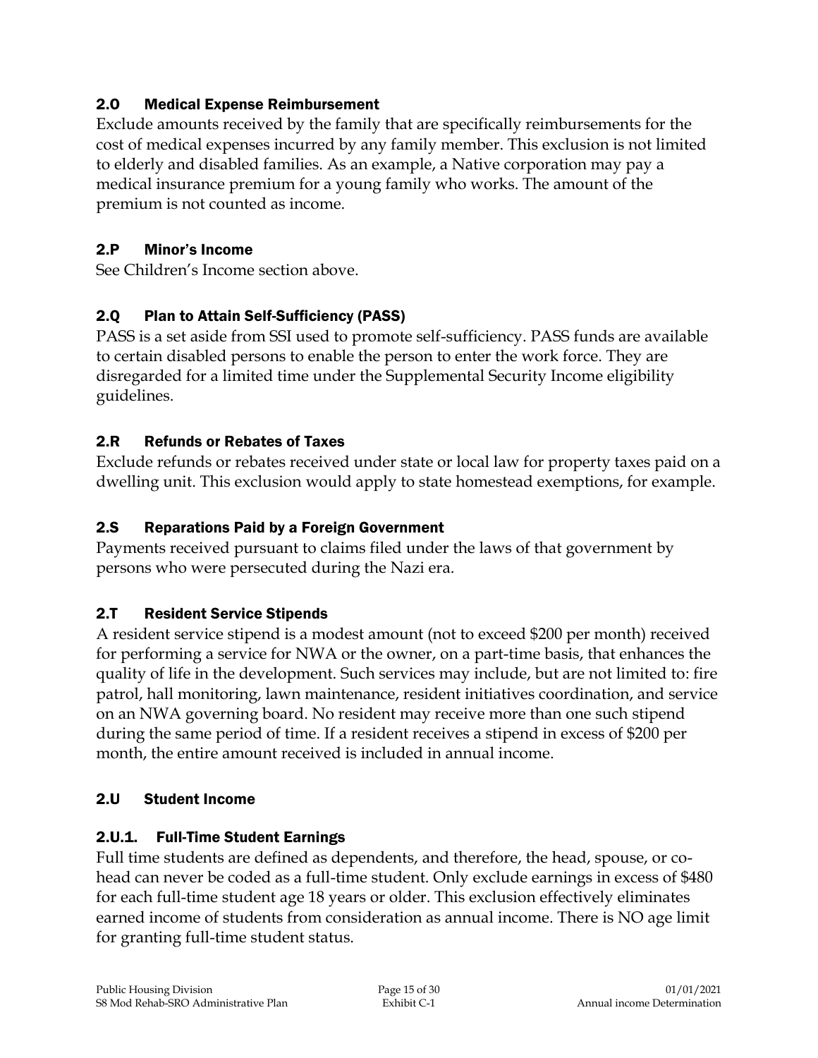### 2.O Medical Expense Reimbursement

Exclude amounts received by the family that are specifically reimbursements for the cost of medical expenses incurred by any family member. This exclusion is not limited to elderly and disabled families. As an example, a Native corporation may pay a medical insurance premium for a young family who works. The amount of the premium is not counted as income.

### 2.P Minor's Income

See Children's Income section above.

### 2.Q Plan to Attain Self-Sufficiency (PASS)

PASS is a set aside from SSI used to promote self-sufficiency. PASS funds are available to certain disabled persons to enable the person to enter the work force. They are disregarded for a limited time under the Supplemental Security Income eligibility guidelines.

### 2.R Refunds or Rebates of Taxes

Exclude refunds or rebates received under state or local law for property taxes paid on a dwelling unit. This exclusion would apply to state homestead exemptions, for example.

### 2.S Reparations Paid by a Foreign Government

Payments received pursuant to claims filed under the laws of that government by persons who were persecuted during the Nazi era.

### 2.T Resident Service Stipends

A resident service stipend is a modest amount (not to exceed $200 per month) received for performing a service for NWA or the owner, on a part-time basis, that enhances the quality of life in the development. Such services may include, but are not limited to: fire patrol, hall monitoring, lawn maintenance, resident initiatives coordination, and service on an NWA governing board. No resident may receive more than one such stipend during the same period of time. If a resident receives a stipend in excess of $200 per month, the entire amount received is included in annual income.

### 2.U Student Income

#### 2.U.1. Full-Time Student Earnings

Full time students are defined as dependents, and therefore, the head, spouse, or co-head can never be coded as a full-time student. Only exclude earnings in excess of $480 for each full-time student age 18 years or older. This exclusion effectively eliminates earned income of students from consideration as annual income. There is NO age limit for granting full-time student status.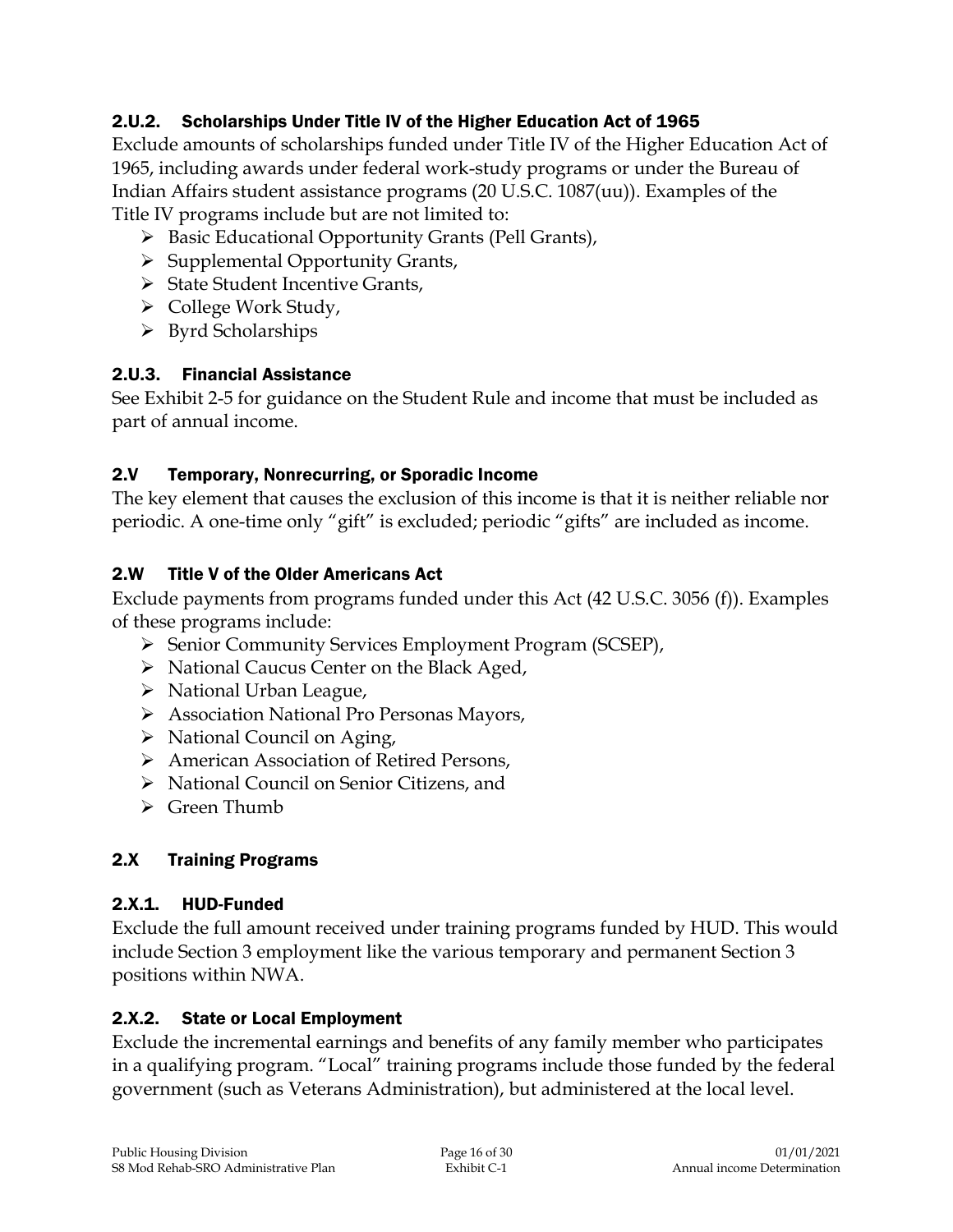### 2.U.2. Scholarships Under Title IV of the Higher Education Act of 1965

Exclude amounts of scholarships funded under Title IV of the Higher Education Act of 1965, including awards under federal work-study programs or under the Bureau of Indian Affairs student assistance programs (20 U.S.C. 1087(uu)). Examples of the Title IV programs include but are not limited to:

- Basic Educational Opportunity Grants (Pell Grants),
- Supplemental Opportunity Grants,
- State Student Incentive Grants,
- College Work Study,
- Byrd Scholarships

### 2.U.3. Financial Assistance

See Exhibit 2-5 for guidance on the Student Rule and income that must be included as part of annual income.

## 2.V Temporary, Nonrecurring, or Sporadic Income

The key element that causes the exclusion of this income is that it is neither reliable nor periodic. A one-time only "gift" is excluded; periodic "gifts" are included as income.

## 2.W Title V of the Older Americans Act

Exclude payments from programs funded under this Act (42 U.S.C. 3056 (f)). Examples of these programs include:

- Senior Community Services Employment Program (SCSEP),
- National Caucus Center on the Black Aged,
- National Urban League,
- Association National Pro Personas Mayors,
- National Council on Aging,
- American Association of Retired Persons,
- National Council on Senior Citizens, and
- Green Thumb

## 2.X Training Programs

### 2.X.1. HUD-Funded

Exclude the full amount received under training programs funded by HUD. This would include Section 3 employment like the various temporary and permanent Section 3 positions within NWA.

### 2.X.2. State or Local Employment

Exclude the incremental earnings and benefits of any family member who participates in a qualifying program. "Local" training programs include those funded by the federal government (such as Veterans Administration), but administered at the local level.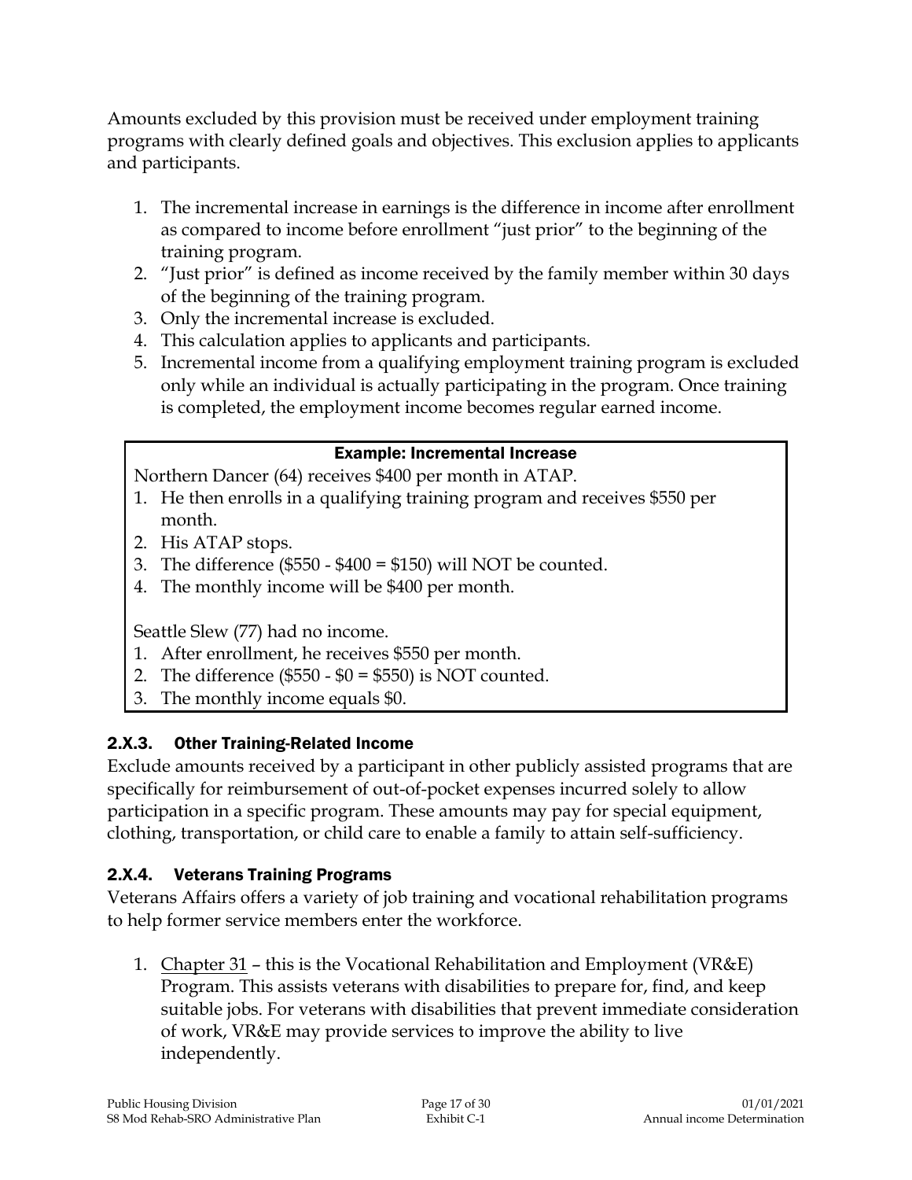Amounts excluded by this provision must be received under employment training programs with clearly defined goals and objectives. This exclusion applies to applicants and participants.

1. The incremental increase in earnings is the difference in income after enrollment as compared to income before enrollment "just prior" to the beginning of the training program.
2. "Just prior" is defined as income received by the family member within 30 days of the beginning of the training program.
3. Only the incremental increase is excluded.
4. This calculation applies to applicants and participants.
5. Incremental income from a qualifying employment training program is excluded only while an individual is actually participating in the program. Once training is completed, the employment income becomes regular earned income.

> **Example: Incremental Increase**
>
> Northern Dancer (64) receives $400 per month in ATAP.
> 1. He then enrolls in a qualifying training program and receives $550 per month.
> 2. His ATAP stops.
> 3. The difference ($550 - $400 = $150) will NOT be counted.
> 4. The monthly income will be $400 per month.
>
> Seattle Slew (77) had no income.
> 1. After enrollment, he receives $550 per month.
> 2. The difference ($550 - $0 = $550) is NOT counted.
> 3. The monthly income equals $0.

### 2.X.3. Other Training-Related Income

Exclude amounts received by a participant in other publicly assisted programs that are specifically for reimbursement of out-of-pocket expenses incurred solely to allow participation in a specific program. These amounts may pay for special equipment, clothing, transportation, or child care to enable a family to attain self-sufficiency.

### 2.X.4. Veterans Training Programs

Veterans Affairs offers a variety of job training and vocational rehabilitation programs to help former service members enter the workforce.

1. Chapter 31 – this is the Vocational Rehabilitation and Employment (VR&E) Program. This assists veterans with disabilities to prepare for, find, and keep suitable jobs. For veterans with disabilities that prevent immediate consideration of work, VR&E may provide services to improve the ability to live independently.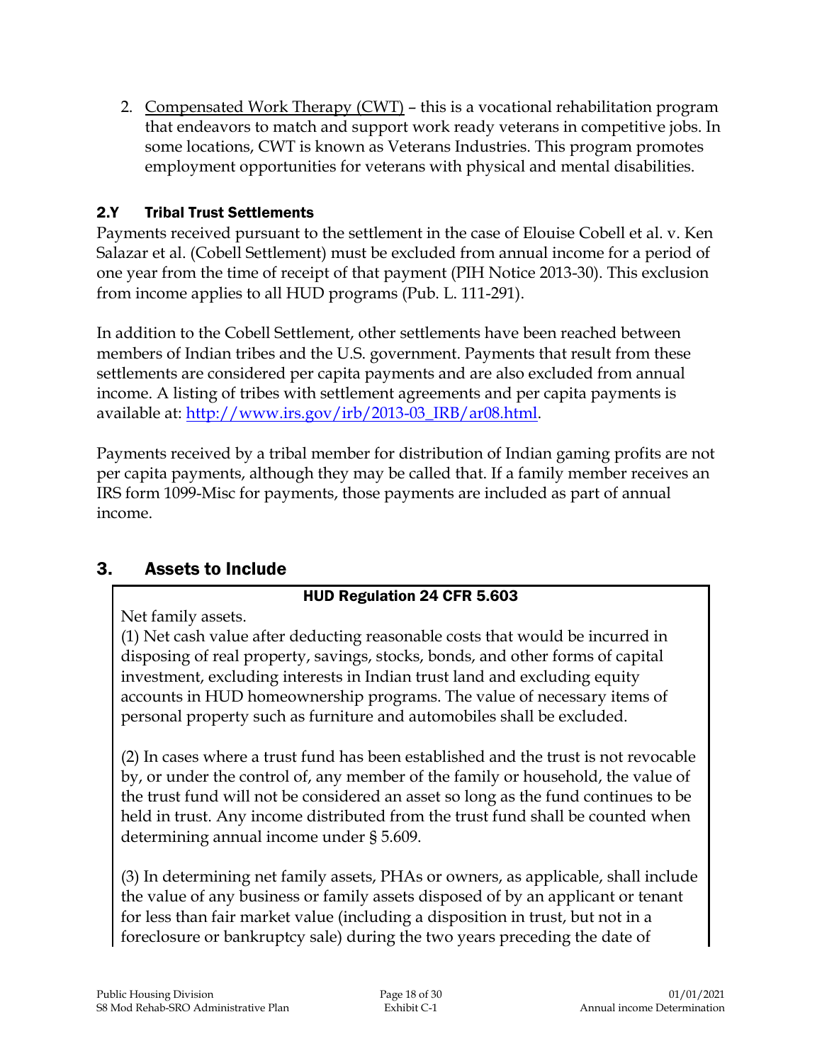2. Compensated Work Therapy (CWT) – this is a vocational rehabilitation program that endeavors to match and support work ready veterans in competitive jobs. In some locations, CWT is known as Veterans Industries. This program promotes employment opportunities for veterans with physical and mental disabilities.

### 2.Y Tribal Trust Settlements

Payments received pursuant to the settlement in the case of Elouise Cobell et al. v. Ken Salazar et al. (Cobell Settlement) must be excluded from annual income for a period of one year from the time of receipt of that payment (PIH Notice 2013-30). This exclusion from income applies to all HUD programs (Pub. L. 111-291).

In addition to the Cobell Settlement, other settlements have been reached between members of Indian tribes and the U.S. government. Payments that result from these settlements are considered per capita payments and are also excluded from annual income. A listing of tribes with settlement agreements and per capita payments is available at: http://www.irs.gov/irb/2013-03_IRB/ar08.html.

Payments received by a tribal member for distribution of Indian gaming profits are not per capita payments, although they may be called that. If a family member receives an IRS form 1099-Misc for payments, those payments are included as part of annual income.

## 3. Assets to Include

**HUD Regulation 24 CFR 5.603**

Net family assets.

(1) Net cash value after deducting reasonable costs that would be incurred in disposing of real property, savings, stocks, bonds, and other forms of capital investment, excluding interests in Indian trust land and excluding equity accounts in HUD homeownership programs. The value of necessary items of personal property such as furniture and automobiles shall be excluded.

(2) In cases where a trust fund has been established and the trust is not revocable by, or under the control of, any member of the family or household, the value of the trust fund will not be considered an asset so long as the fund continues to be held in trust. Any income distributed from the trust fund shall be counted when determining annual income under § 5.609.

(3) In determining net family assets, PHAs or owners, as applicable, shall include the value of any business or family assets disposed of by an applicant or tenant for less than fair market value (including a disposition in trust, but not in a foreclosure or bankruptcy sale) during the two years preceding the date of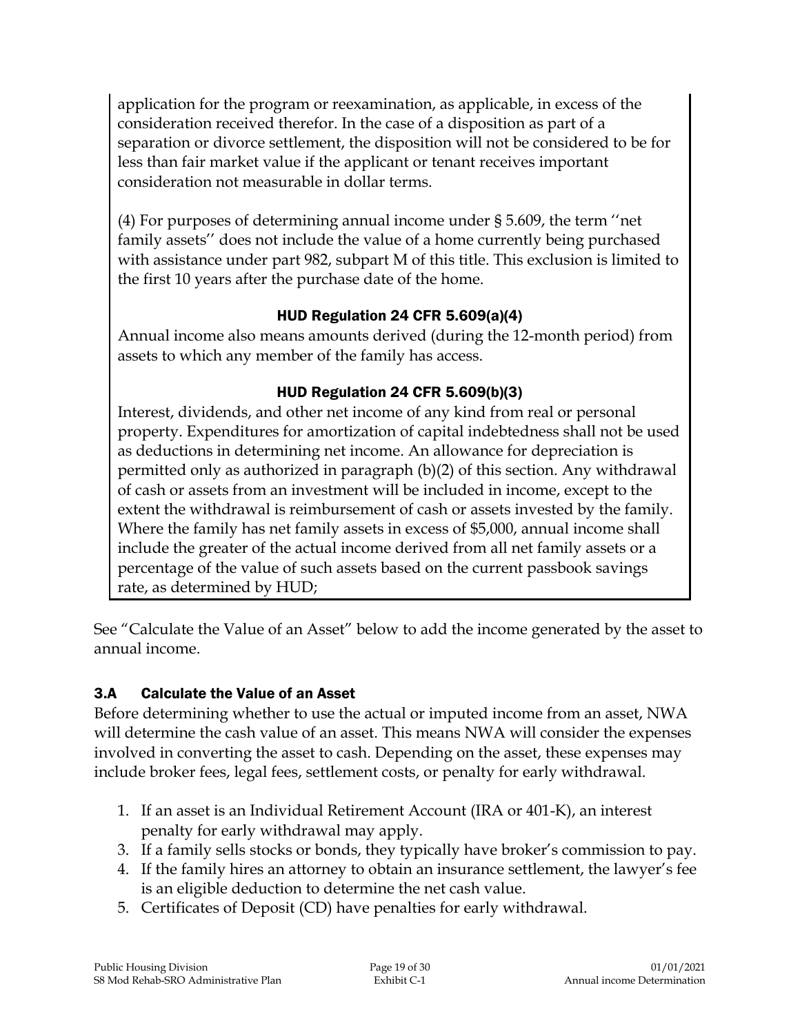application for the program or reexamination, as applicable, in excess of the consideration received therefor. In the case of a disposition as part of a separation or divorce settlement, the disposition will not be considered to be for less than fair market value if the applicant or tenant receives important consideration not measurable in dollar terms.

(4) For purposes of determining annual income under § 5.609, the term ''net family assets'' does not include the value of a home currently being purchased with assistance under part 982, subpart M of this title. This exclusion is limited to the first 10 years after the purchase date of the home.

#### HUD Regulation 24 CFR 5.609(a)(4)

Annual income also means amounts derived (during the 12-month period) from assets to which any member of the family has access.

#### HUD Regulation 24 CFR 5.609(b)(3)

Interest, dividends, and other net income of any kind from real or personal property. Expenditures for amortization of capital indebtedness shall not be used as deductions in determining net income. An allowance for depreciation is permitted only as authorized in paragraph (b)(2) of this section. Any withdrawal of cash or assets from an investment will be included in income, except to the extent the withdrawal is reimbursement of cash or assets invested by the family. Where the family has net family assets in excess of $5,000, annual income shall include the greater of the actual income derived from all net family assets or a percentage of the value of such assets based on the current passbook savings rate, as determined by HUD;

See "Calculate the Value of an Asset" below to add the income generated by the asset to annual income.

### 3.A Calculate the Value of an Asset

Before determining whether to use the actual or imputed income from an asset, NWA will determine the cash value of an asset. This means NWA will consider the expenses involved in converting the asset to cash. Depending on the asset, these expenses may include broker fees, legal fees, settlement costs, or penalty for early withdrawal.

1. If an asset is an Individual Retirement Account (IRA or 401-K), an interest penalty for early withdrawal may apply.
3. If a family sells stocks or bonds, they typically have broker's commission to pay.
4. If the family hires an attorney to obtain an insurance settlement, the lawyer's fee is an eligible deduction to determine the net cash value.
5. Certificates of Deposit (CD) have penalties for early withdrawal.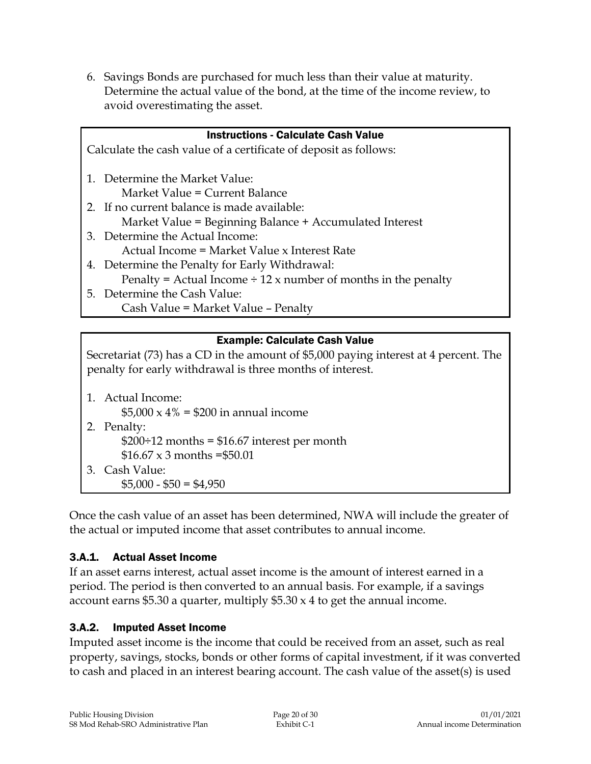6. Savings Bonds are purchased for much less than their value at maturity. Determine the actual value of the bond, at the time of the income review, to avoid overestimating the asset.

**Instructions - Calculate Cash Value**

Calculate the cash value of a certificate of deposit as follows:

1. Determine the Market Value:
   Market Value = Current Balance
2. If no current balance is made available:
   Market Value = Beginning Balance + Accumulated Interest
3. Determine the Actual Income:
   Actual Income = Market Value x Interest Rate
4. Determine the Penalty for Early Withdrawal:
   Penalty = Actual Income ÷ 12 x number of months in the penalty
5. Determine the Cash Value:
   Cash Value = Market Value – Penalty

**Example: Calculate Cash Value**

Secretariat (73) has a CD in the amount of $5,000 paying interest at 4 percent. The penalty for early withdrawal is three months of interest.

1. Actual Income:
   $5,000 x 4% = $200 in annual income
2. Penalty:
   $200÷12 months = $16.67 interest per month
   $16.67 x 3 months =$50.01
3. Cash Value:
   $5,000 - $50 = $4,950

Once the cash value of an asset has been determined, NWA will include the greater of the actual or imputed income that asset contributes to annual income.

### 3.A.1. Actual Asset Income

If an asset earns interest, actual asset income is the amount of interest earned in a period. The period is then converted to an annual basis. For example, if a savings account earns $5.30 a quarter, multiply $5.30 x 4 to get the annual income.

### 3.A.2. Imputed Asset Income

Imputed asset income is the income that could be received from an asset, such as real property, savings, stocks, bonds or other forms of capital investment, if it was converted to cash and placed in an interest bearing account. The cash value of the asset(s) is used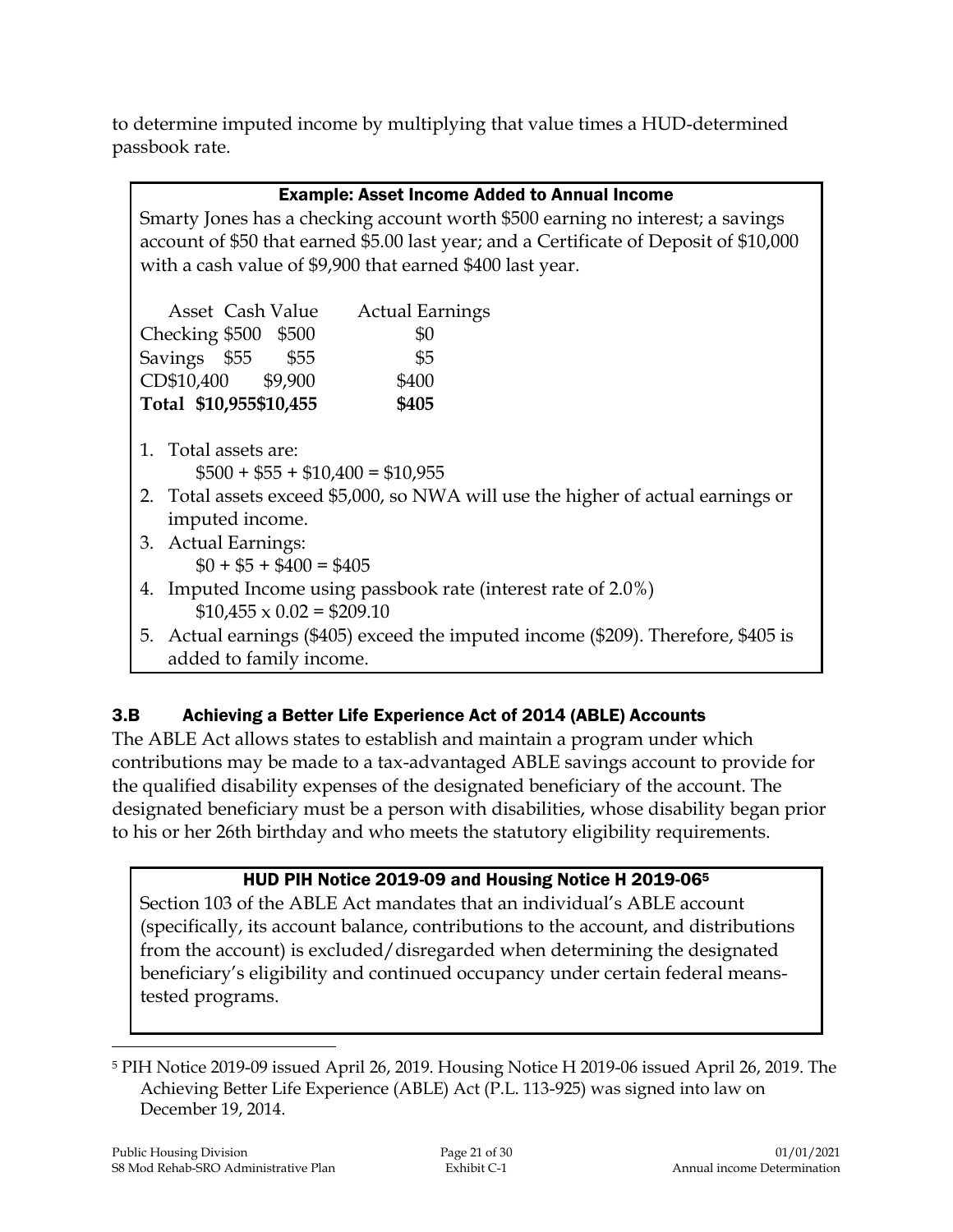to determine imputed income by multiplying that value times a HUD-determined passbook rate.

**Example: Asset Income Added to Annual Income**

Smarty Jones has a checking account worth $500 earning no interest; a savings account of $50 that earned $5.00 last year; and a Certificate of Deposit of $10,000 with a cash value of $9,900 that earned $400 last year.

| | Asset | Cash Value | Actual Earnings |
|---|---|---|---|
| Checking | $500 | $500 | $0 |
| Savings | $55 | $55 | $5 |
| CD | $10,400 | $9,900 | $400 |
| **Total** | **$10,955** | **$10,455** | **$405** |

1. Total assets are:
   $500 + $55 + $10,400 = $10,955
2. Total assets exceed $5,000, so NWA will use the higher of actual earnings or imputed income.
3. Actual Earnings:
   $0 + $5 + $400 = $405
4. Imputed Income using passbook rate (interest rate of 2.0%)
   $10,455 x 0.02 = $209.10
5. Actual earnings ($405) exceed the imputed income ($209). Therefore, $405 is added to family income.

### 3.B Achieving a Better Life Experience Act of 2014 (ABLE) Accounts

The ABLE Act allows states to establish and maintain a program under which contributions may be made to a tax-advantaged ABLE savings account to provide for the qualified disability expenses of the designated beneficiary of the account. The designated beneficiary must be a person with disabilities, whose disability began prior to his or her 26th birthday and who meets the statutory eligibility requirements.

**HUD PIH Notice 2019-09 and Housing Notice H 2019-06[5]**

Section 103 of the ABLE Act mandates that an individual's ABLE account (specifically, its account balance, contributions to the account, and distributions from the account) is excluded/disregarded when determining the designated beneficiary's eligibility and continued occupancy under certain federal means-tested programs.

[5] PIH Notice 2019-09 issued April 26, 2019. Housing Notice H 2019-06 issued April 26, 2019. The Achieving Better Life Experience (ABLE) Act (P.L. 113-925) was signed into law on December 19, 2014.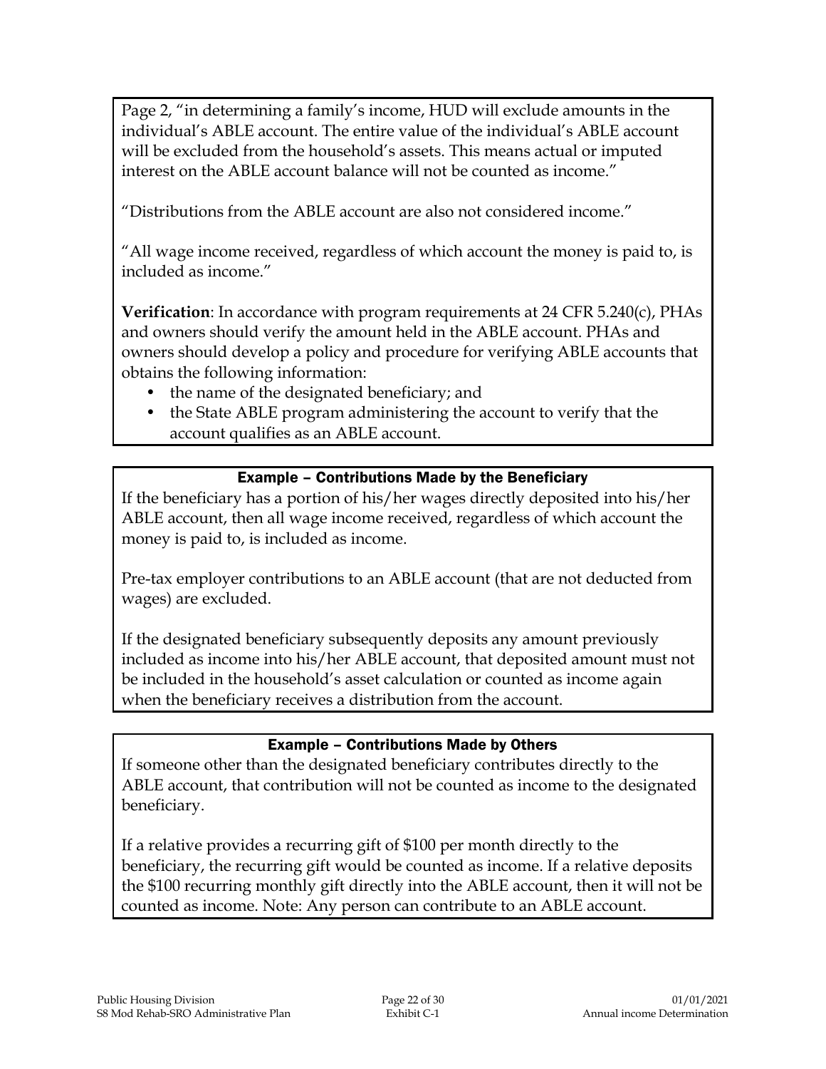Page 2, "in determining a family's income, HUD will exclude amounts in the individual's ABLE account. The entire value of the individual's ABLE account will be excluded from the household's assets. This means actual or imputed interest on the ABLE account balance will not be counted as income."

"Distributions from the ABLE account are also not considered income."

"All wage income received, regardless of which account the money is paid to, is included as income."

**Verification**: In accordance with program requirements at 24 CFR 5.240(c), PHAs and owners should verify the amount held in the ABLE account. PHAs and owners should develop a policy and procedure for verifying ABLE accounts that obtains the following information:

- the name of the designated beneficiary; and
- the State ABLE program administering the account to verify that the account qualifies as an ABLE account.

### Example – Contributions Made by the Beneficiary

If the beneficiary has a portion of his/her wages directly deposited into his/her ABLE account, then all wage income received, regardless of which account the money is paid to, is included as income.

Pre-tax employer contributions to an ABLE account (that are not deducted from wages) are excluded.

If the designated beneficiary subsequently deposits any amount previously included as income into his/her ABLE account, that deposited amount must not be included in the household's asset calculation or counted as income again when the beneficiary receives a distribution from the account.

### Example – Contributions Made by Others

If someone other than the designated beneficiary contributes directly to the ABLE account, that contribution will not be counted as income to the designated beneficiary.

If a relative provides a recurring gift of $100 per month directly to the beneficiary, the recurring gift would be counted as income. If a relative deposits the $100 recurring monthly gift directly into the ABLE account, then it will not be counted as income. Note: Any person can contribute to an ABLE account.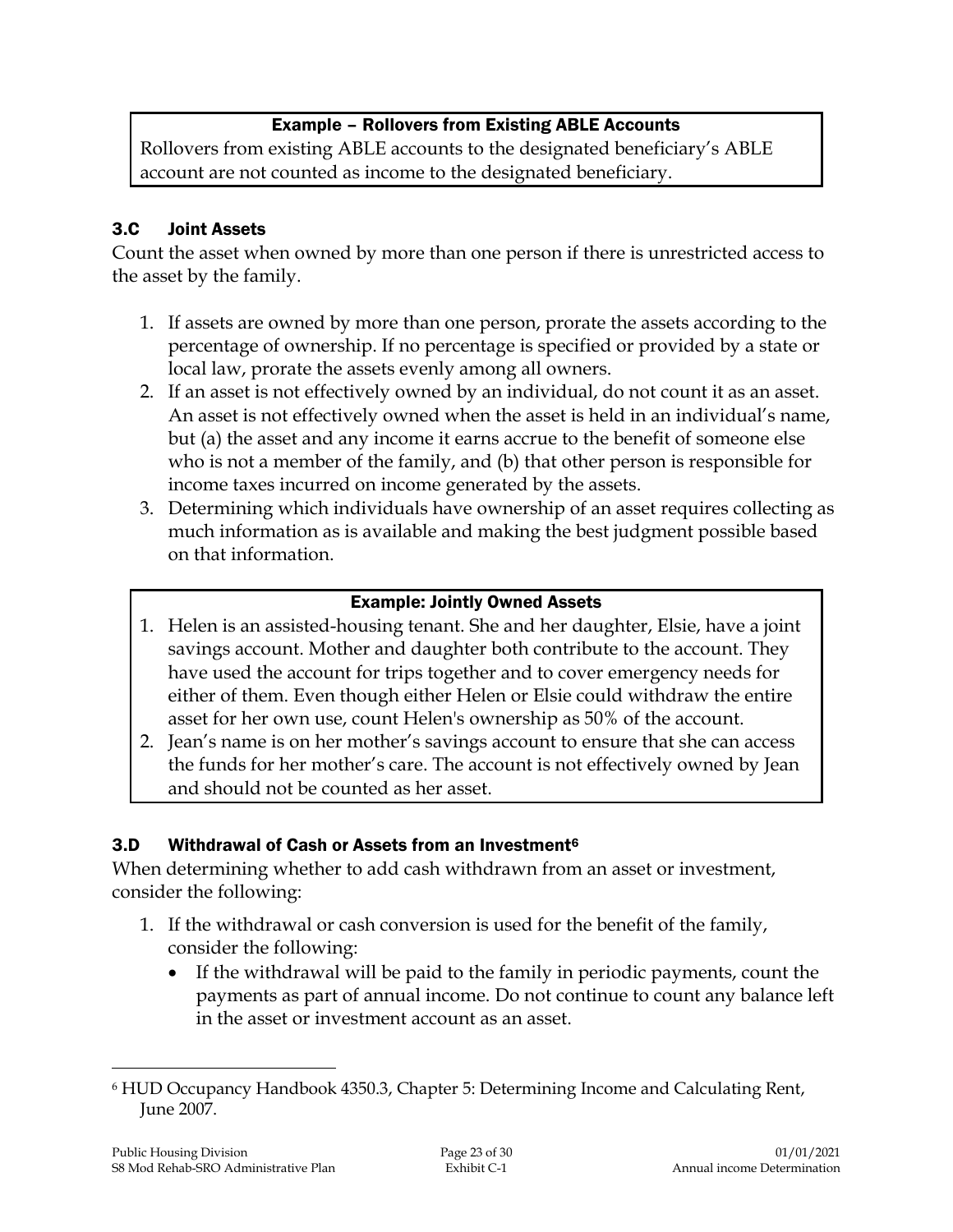**Example – Rollovers from Existing ABLE Accounts**

Rollovers from existing ABLE accounts to the designated beneficiary's ABLE account are not counted as income to the designated beneficiary.

### 3.C Joint Assets

Count the asset when owned by more than one person if there is unrestricted access to the asset by the family.

1. If assets are owned by more than one person, prorate the assets according to the percentage of ownership. If no percentage is specified or provided by a state or local law, prorate the assets evenly among all owners.
2. If an asset is not effectively owned by an individual, do not count it as an asset. An asset is not effectively owned when the asset is held in an individual's name, but (a) the asset and any income it earns accrue to the benefit of someone else who is not a member of the family, and (b) that other person is responsible for income taxes incurred on income generated by the assets.
3. Determining which individuals have ownership of an asset requires collecting as much information as is available and making the best judgment possible based on that information.

**Example: Jointly Owned Assets**

1. Helen is an assisted-housing tenant. She and her daughter, Elsie, have a joint savings account. Mother and daughter both contribute to the account. They have used the account for trips together and to cover emergency needs for either of them. Even though either Helen or Elsie could withdraw the entire asset for her own use, count Helen's ownership as 50% of the account.
2. Jean's name is on her mother's savings account to ensure that she can access the funds for her mother's care. The account is not effectively owned by Jean and should not be counted as her asset.

### 3.D Withdrawal of Cash or Assets from an Investment[6]

When determining whether to add cash withdrawn from an asset or investment, consider the following:

1. If the withdrawal or cash conversion is used for the benefit of the family, consider the following:
   - If the withdrawal will be paid to the family in periodic payments, count the payments as part of annual income. Do not continue to count any balance left in the asset or investment account as an asset.

[6] HUD Occupancy Handbook 4350.3, Chapter 5: Determining Income and Calculating Rent, June 2007.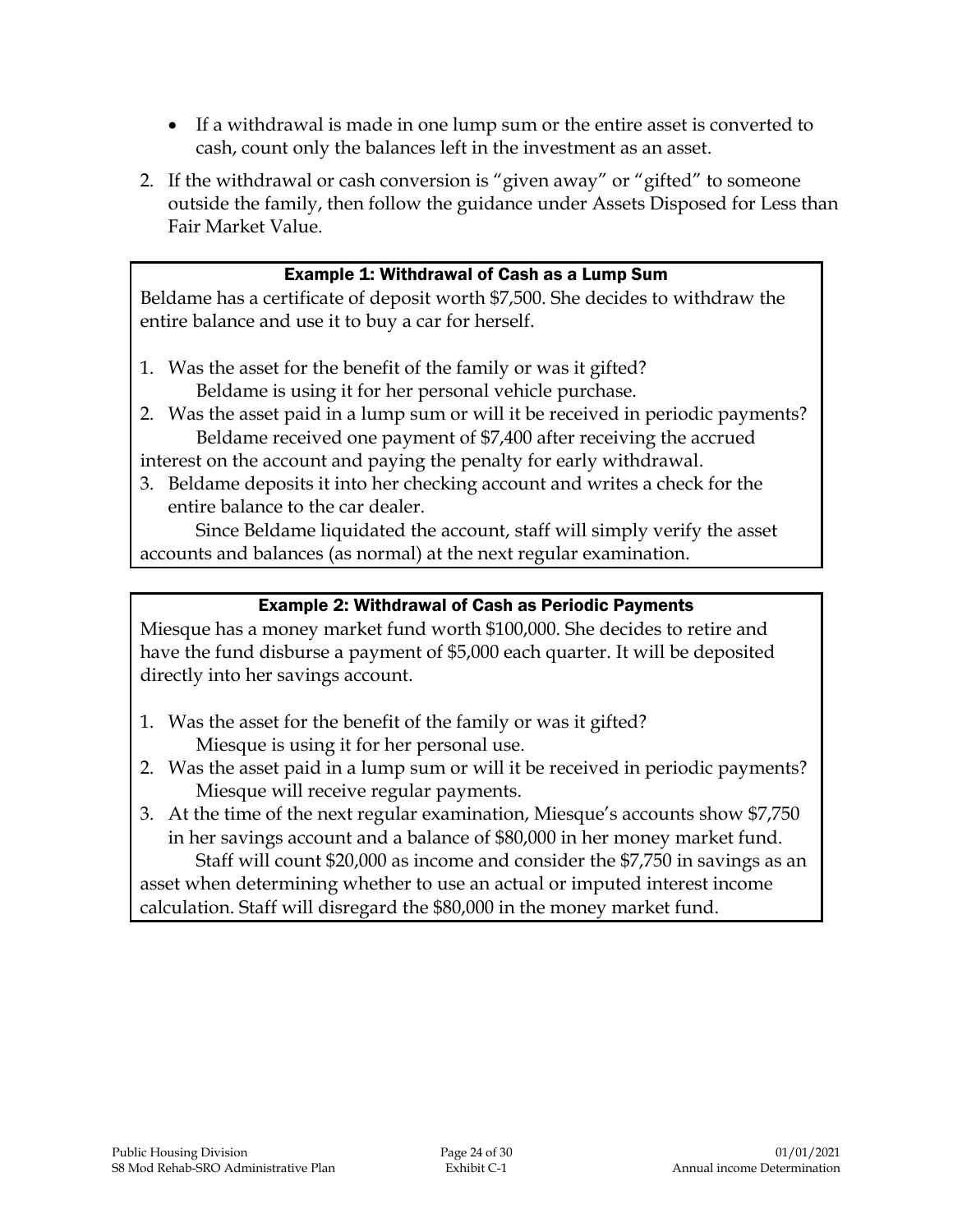- If a withdrawal is made in one lump sum or the entire asset is converted to cash, count only the balances left in the investment as an asset.

2. If the withdrawal or cash conversion is "given away" or "gifted" to someone outside the family, then follow the guidance under Assets Disposed for Less than Fair Market Value.

**Example 1: Withdrawal of Cash as a Lump Sum**

Beldame has a certificate of deposit worth $7,500. She decides to withdraw the entire balance and use it to buy a car for herself.

1. Was the asset for the benefit of the family or was it gifted?
   Beldame is using it for her personal vehicle purchase.
2. Was the asset paid in a lump sum or will it be received in periodic payments?
   Beldame received one payment of $7,400 after receiving the accrued interest on the account and paying the penalty for early withdrawal.
3. Beldame deposits it into her checking account and writes a check for the entire balance to the car dealer.
   Since Beldame liquidated the account, staff will simply verify the asset accounts and balances (as normal) at the next regular examination.

**Example 2: Withdrawal of Cash as Periodic Payments**

Miesque has a money market fund worth $100,000. She decides to retire and have the fund disburse a payment of $5,000 each quarter. It will be deposited directly into her savings account.

1. Was the asset for the benefit of the family or was it gifted?
   Miesque is using it for her personal use.
2. Was the asset paid in a lump sum or will it be received in periodic payments?
   Miesque will receive regular payments.
3. At the time of the next regular examination, Miesque's accounts show $7,750 in her savings account and a balance of $80,000 in her money market fund.
   Staff will count $20,000 as income and consider the $7,750 in savings as an asset when determining whether to use an actual or imputed interest income calculation. Staff will disregard the $80,000 in the money market fund.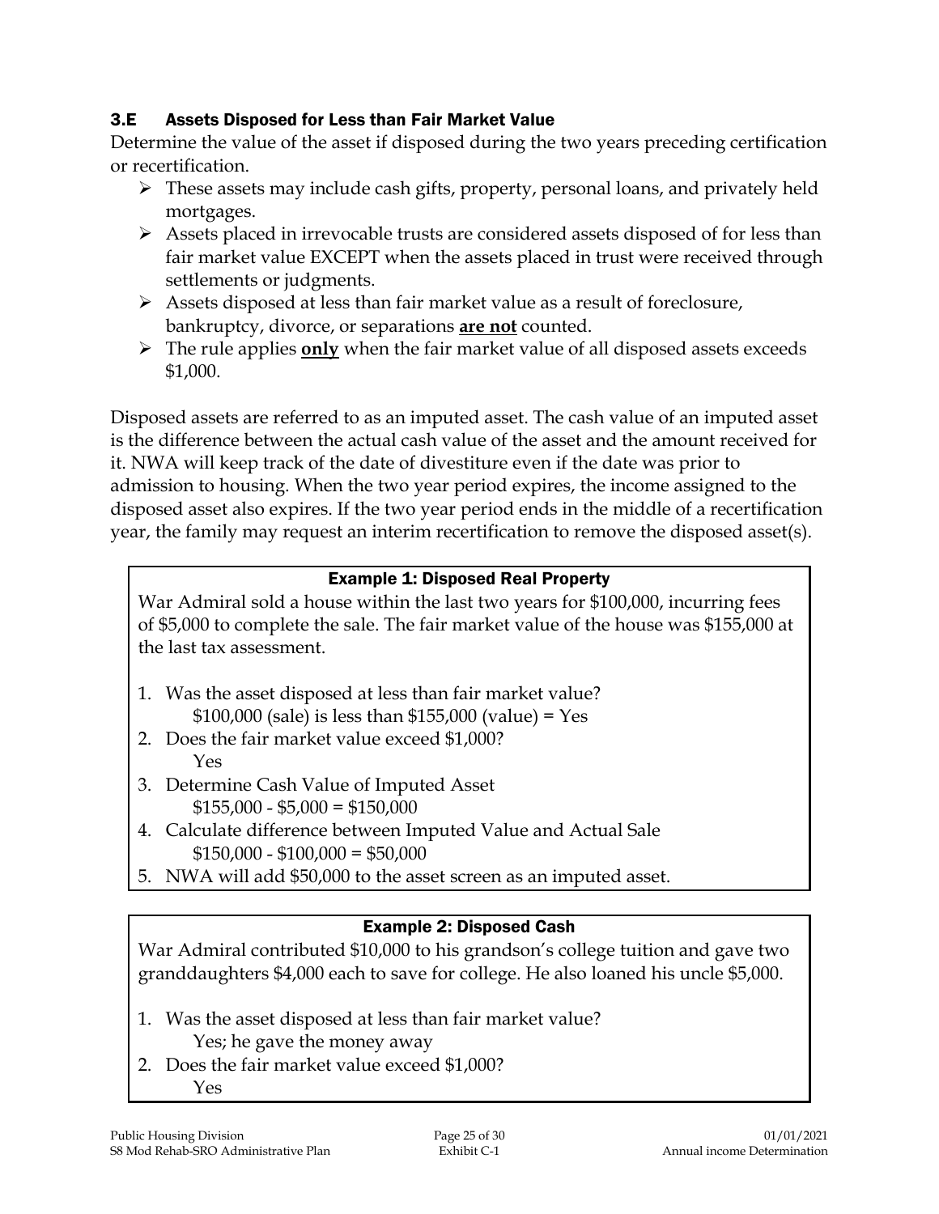### 3.E Assets Disposed for Less than Fair Market Value

Determine the value of the asset if disposed during the two years preceding certification or recertification.

- These assets may include cash gifts, property, personal loans, and privately held mortgages.
- Assets placed in irrevocable trusts are considered assets disposed of for less than fair market value EXCEPT when the assets placed in trust were received through settlements or judgments.
- Assets disposed at less than fair market value as a result of foreclosure, bankruptcy, divorce, or separations **<u>are not</u>** counted.
- The rule applies **<u>only</u>** when the fair market value of all disposed assets exceeds $1,000.

Disposed assets are referred to as an imputed asset. The cash value of an imputed asset is the difference between the actual cash value of the asset and the amount received for it. NWA will keep track of the date of divestiture even if the date was prior to admission to housing. When the two year period expires, the income assigned to the disposed asset also expires. If the two year period ends in the middle of a recertification year, the family may request an interim recertification to remove the disposed asset(s).

**Example 1: Disposed Real Property**

War Admiral sold a house within the last two years for $100,000, incurring fees of $5,000 to complete the sale. The fair market value of the house was $155,000 at the last tax assessment.

1. Was the asset disposed at less than fair market value?
   $100,000 (sale) is less than $155,000 (value) = Yes
2. Does the fair market value exceed $1,000?
   Yes
3. Determine Cash Value of Imputed Asset
   $155,000 - $5,000 = $150,000
4. Calculate difference between Imputed Value and Actual Sale
   $150,000 - $100,000 = $50,000
5. NWA will add 50,000 to the asset screen as an imputed asset.

**Example 2: Disposed Cash**

War Admiral contributed $10,000 to his grandson's college tuition and gave two granddaughters $4,000 each to save for college. He also loaned his uncle $5,000.

1. Was the asset disposed at less than fair market value?
   Yes; he gave the money away
2. Does the fair market value exceed $1,000?
   Yes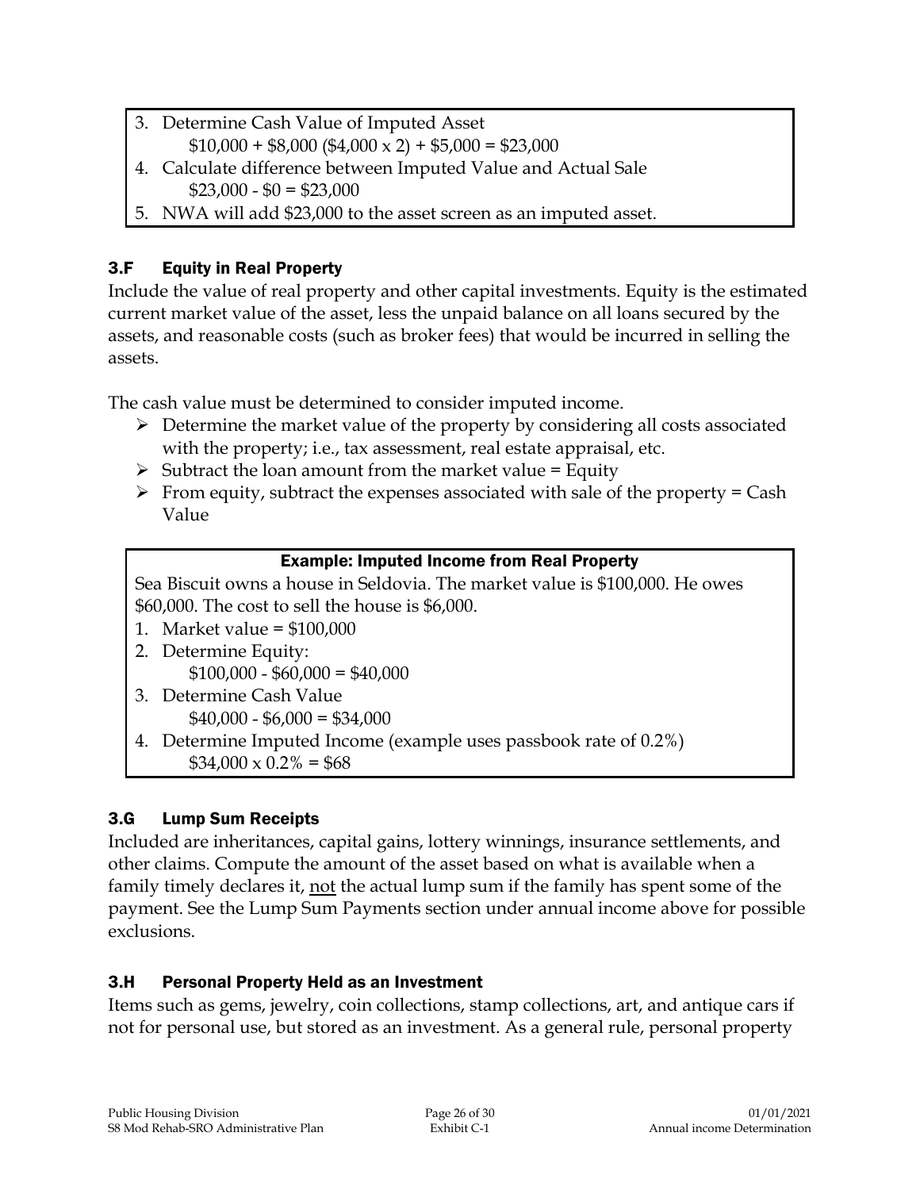3. Determine Cash Value of Imputed Asset
   $10,000 + $8,000 ($4,000 x 2) + $5,000 = $23,000
4. Calculate difference between Imputed Value and Actual Sale
   $23,000 - $0 = $23,000
5. NWA will add $23,000 to the asset screen as an imputed asset.

### 3.F Equity in Real Property

Include the value of real property and other capital investments. Equity is the estimated current market value of the asset, less the unpaid balance on all loans secured by the assets, and reasonable costs (such as broker fees) that would be incurred in selling the assets.

The cash value must be determined to consider imputed income.

- Determine the market value of the property by considering all costs associated with the property; i.e., tax assessment, real estate appraisal, etc.
- Subtract the loan amount from the market value = Equity
- From equity, subtract the expenses associated with sale of the property = Cash Value

**Example: Imputed Income from Real Property**

Sea Biscuit owns a house in Seldovia. The market value is $100,000. He owes $60,000. The cost to sell the house is $6,000.

1. Market value = $100,000
2. Determine Equity:
   $100,000 - $60,000 = $40,000
3. Determine Cash Value
   $40,000 - $6,000 = $34,000
4. Determine Imputed Income (example uses passbook rate of 0.2%)
   $34,000 x 0.2% = $68

### 3.G Lump Sum Receipts

Included are inheritances, capital gains, lottery winnings, insurance settlements, and other claims. Compute the amount of the asset based on what is available when a family timely declares it, not the actual lump sum if the family has spent some of the payment. See the Lump Sum Payments section under annual income above for possible exclusions.

### 3.H Personal Property Held as an Investment

Items such as gems, jewelry, coin collections, stamp collections, art, and antique cars if not for personal use, but stored as an investment. As a general rule, personal property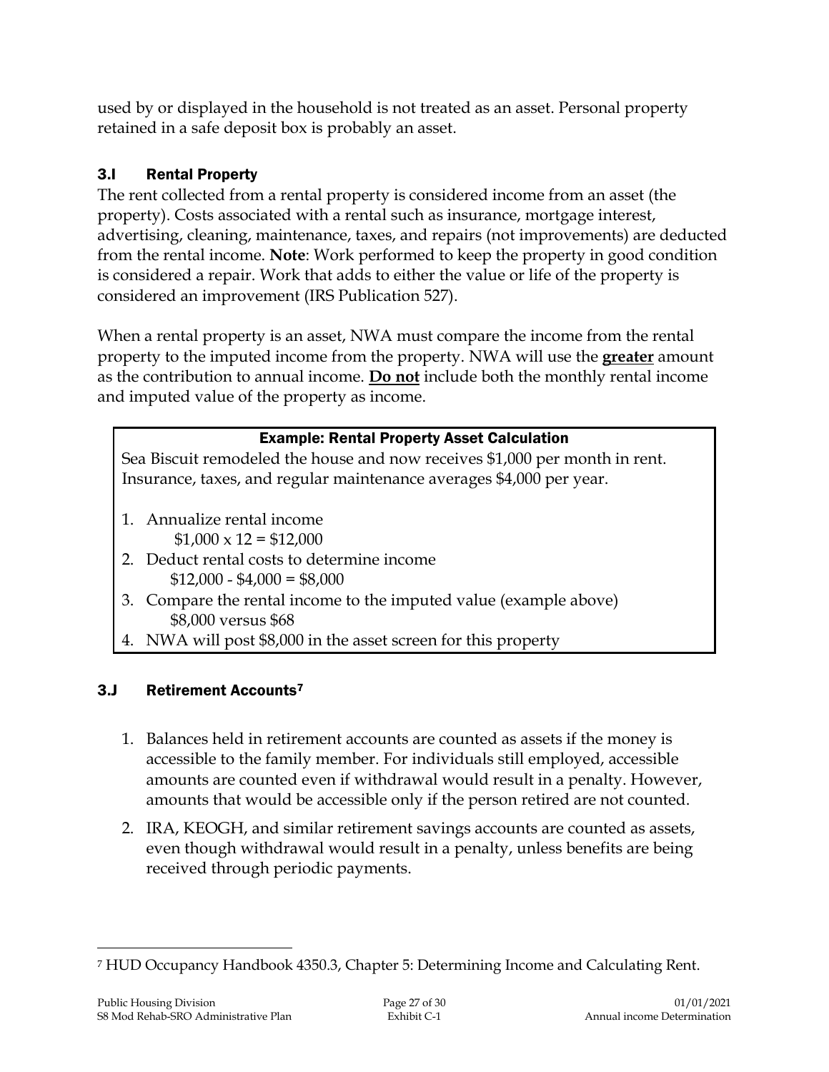used by or displayed in the household is not treated as an asset. Personal property retained in a safe deposit box is probably an asset.

### 3.I Rental Property

The rent collected from a rental property is considered income from an asset (the property). Costs associated with a rental such as insurance, mortgage interest, advertising, cleaning, maintenance, taxes, and repairs (not improvements) are deducted from the rental income. **Note**: Work performed to keep the property in good condition is considered a repair. Work that adds to either the value or life of the property is considered an improvement (IRS Publication 527).

When a rental property is an asset, NWA must compare the income from the rental property to the imputed income from the property. NWA will use the **greater** amount as the contribution to annual income. **Do not** include both the monthly rental income and imputed value of the property as income.

**Example: Rental Property Asset Calculation**

Sea Biscuit remodeled the house and now receives $1,000 per month in rent. Insurance, taxes, and regular maintenance averages $4,000 per year.

1. Annualize rental income
   $1,000 x 12 = $12,000
2. Deduct rental costs to determine income
   $12,000 - $4,000 = $8,000
3. Compare the rental income to the imputed value (example above)
   $8,000 versus $68
4. NWA will post $8,000 in the asset screen for this property

### 3.J Retirement Accounts[7]

1. Balances held in retirement accounts are counted as assets if the money is accessible to the family member. For individuals still employed, accessible amounts are counted even if withdrawal would result in a penalty. However, amounts that would be accessible only if the person retired are not counted.
2. IRA, KEOGH, and similar retirement savings accounts are counted as assets, even though withdrawal would result in a penalty, unless benefits are being received through periodic payments.

[7] HUD Occupancy Handbook 4350.3, Chapter 5: Determining Income and Calculating Rent.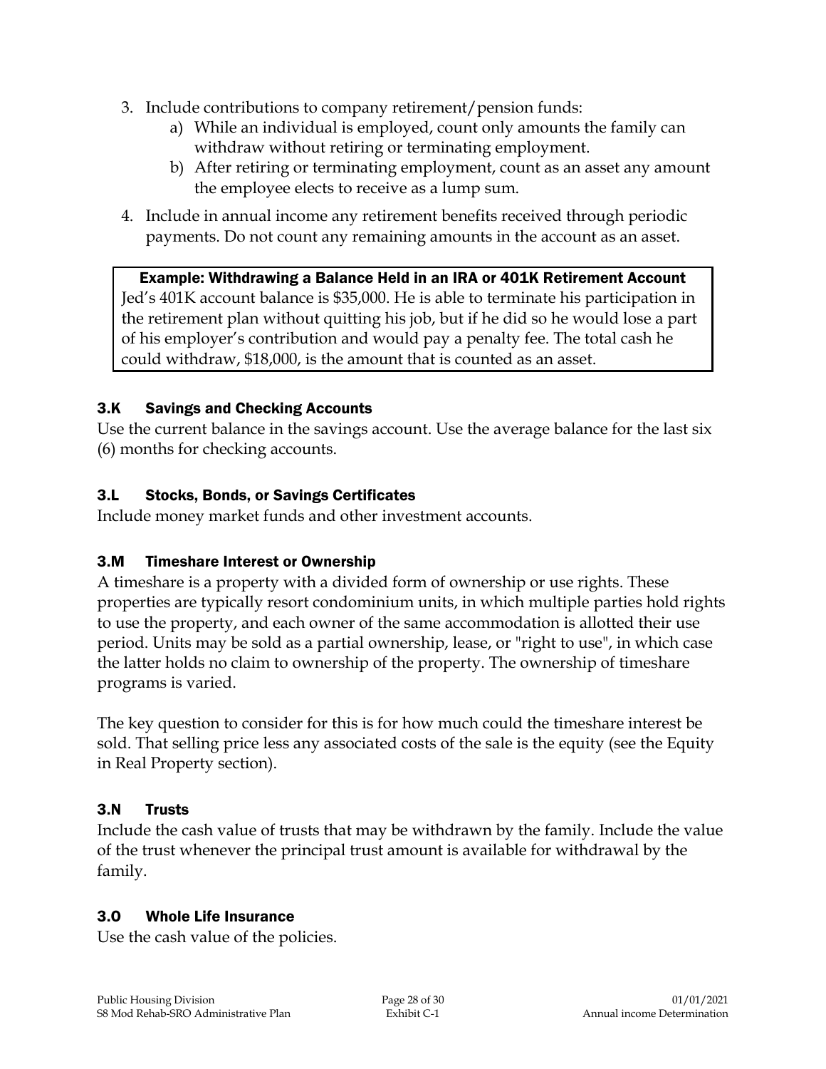3. Include contributions to company retirement/pension funds:
   a) While an individual is employed, count only amounts the family can withdraw without retiring or terminating employment.
   b) After retiring or terminating employment, count as an asset any amount the employee elects to receive as a lump sum.
4. Include in annual income any retirement benefits received through periodic payments. Do not count any remaining amounts in the account as an asset.

> **Example: Withdrawing a Balance Held in an IRA or 401K Retirement Account**
> Jed's 401K account balance is $35,000. He is able to terminate his participation in the retirement plan without quitting his job, but if he did so he would lose a part of his employer's contribution and would pay a penalty fee. The total cash he could withdraw, $18,000, is the amount that is counted as an asset.

### 3.K Savings and Checking Accounts

Use the current balance in the savings account. Use the average balance for the last six (6) months for checking accounts.

### 3.L Stocks, Bonds, or Savings Certificates

Include money market funds and other investment accounts.

### 3.M Timeshare Interest or Ownership

A timeshare is a property with a divided form of ownership or use rights. These properties are typically resort condominium units, in which multiple parties hold rights to use the property, and each owner of the same accommodation is allotted their use period. Units may be sold as a partial ownership, lease, or "right to use", in which case the latter holds no claim to ownership of the property. The ownership of timeshare programs is varied.

The key question to consider for this is for how much could the timeshare interest be sold. That selling price less any associated costs of the sale is the equity (see the Equity in Real Property section).

### 3.N Trusts

Include the cash value of trusts that may be withdrawn by the family. Include the value of the trust whenever the principal trust amount is available for withdrawal by the family.

### 3.O Whole Life Insurance

Use the cash value of the policies.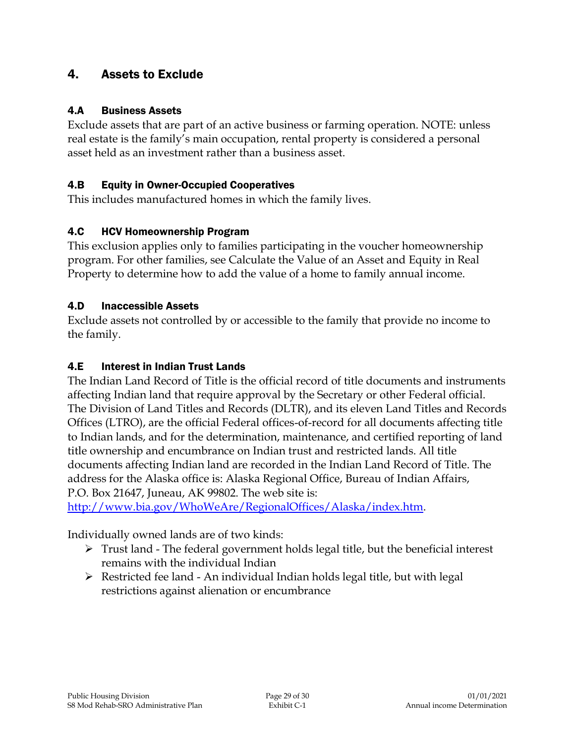## 4. Assets to Exclude

### 4.A Business Assets

Exclude assets that are part of an active business or farming operation. NOTE: unless real estate is the family's main occupation, rental property is considered a personal asset held as an investment rather than a business asset.

### 4.B Equity in Owner-Occupied Cooperatives

This includes manufactured homes in which the family lives.

### 4.C HCV Homeownership Program

This exclusion applies only to families participating in the voucher homeownership program. For other families, see Calculate the Value of an Asset and Equity in Real Property to determine how to add the value of a home to family annual income.

### 4.D Inaccessible Assets

Exclude assets not controlled by or accessible to the family that provide no income to the family.

### 4.E Interest in Indian Trust Lands

The Indian Land Record of Title is the official record of title documents and instruments affecting Indian land that require approval by the Secretary or other Federal official. The Division of Land Titles and Records (DLTR), and its eleven Land Titles and Records Offices (LTRO), are the official Federal offices-of-record for all documents affecting title to Indian lands, and for the determination, maintenance, and certified reporting of land title ownership and encumbrance on Indian trust and restricted lands. All title documents affecting Indian land are recorded in the Indian Land Record of Title. The address for the Alaska office is: Alaska Regional Office, Bureau of Indian Affairs, P.O. Box 21647, Juneau, AK 99802. The web site is: [http://www.bia.gov/WhoWeAre/RegionalOffices/Alaska/index.htm](http://www.bia.gov/WhoWeAre/RegionalOffices/Alaska/index.htm).

Individually owned lands are of two kinds:

- Trust land - The federal government holds legal title, but the beneficial interest remains with the individual Indian
- Restricted fee land - An individual Indian holds legal title, but with legal restrictions against alienation or encumbrance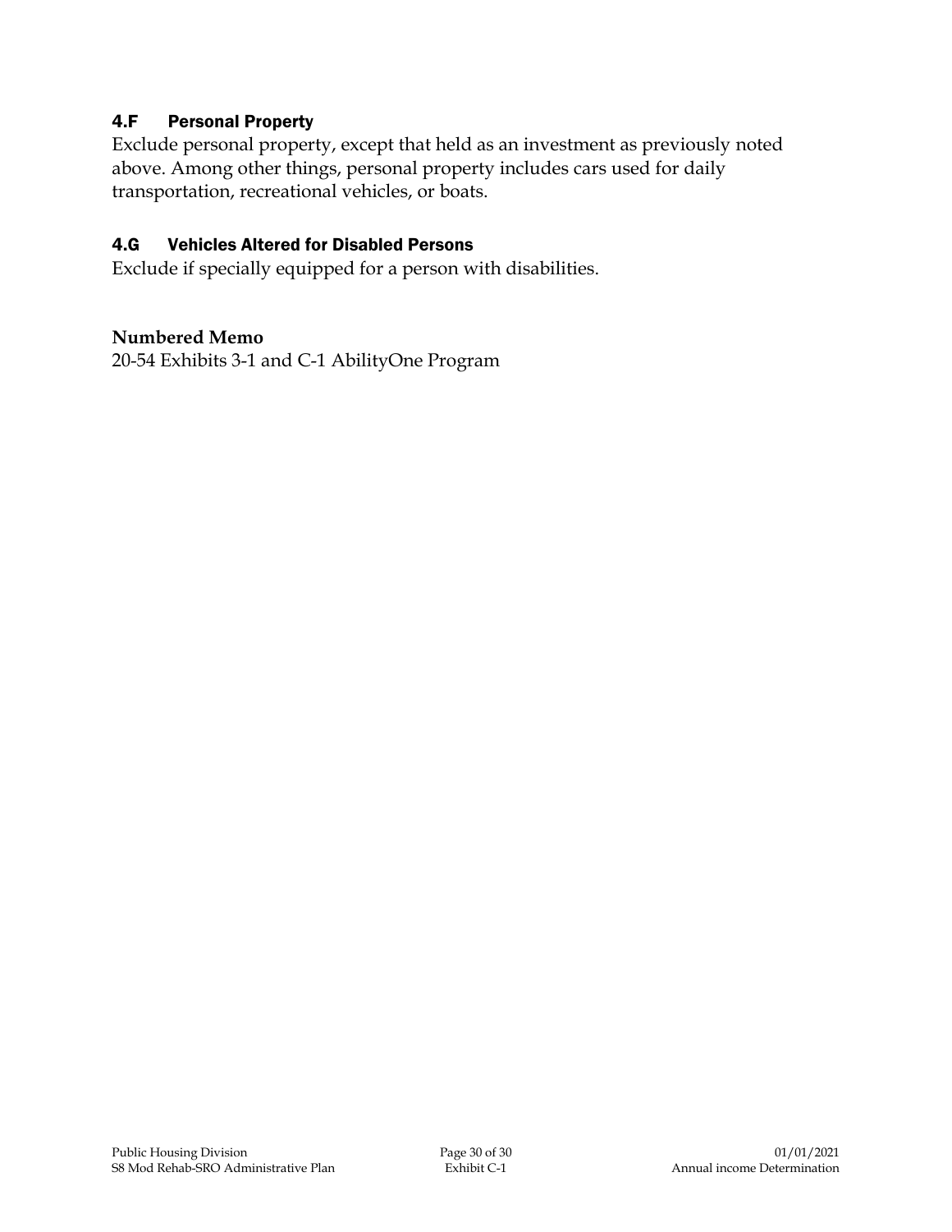### 4.F Personal Property

Exclude personal property, except that held as an investment as previously noted above. Among other things, personal property includes cars used for daily transportation, recreational vehicles, or boats.

### 4.G Vehicles Altered for Disabled Persons

Exclude if specially equipped for a person with disabilities.

**Numbered Memo**

20-54 Exhibits 3-1 and C-1 AbilityOne Program